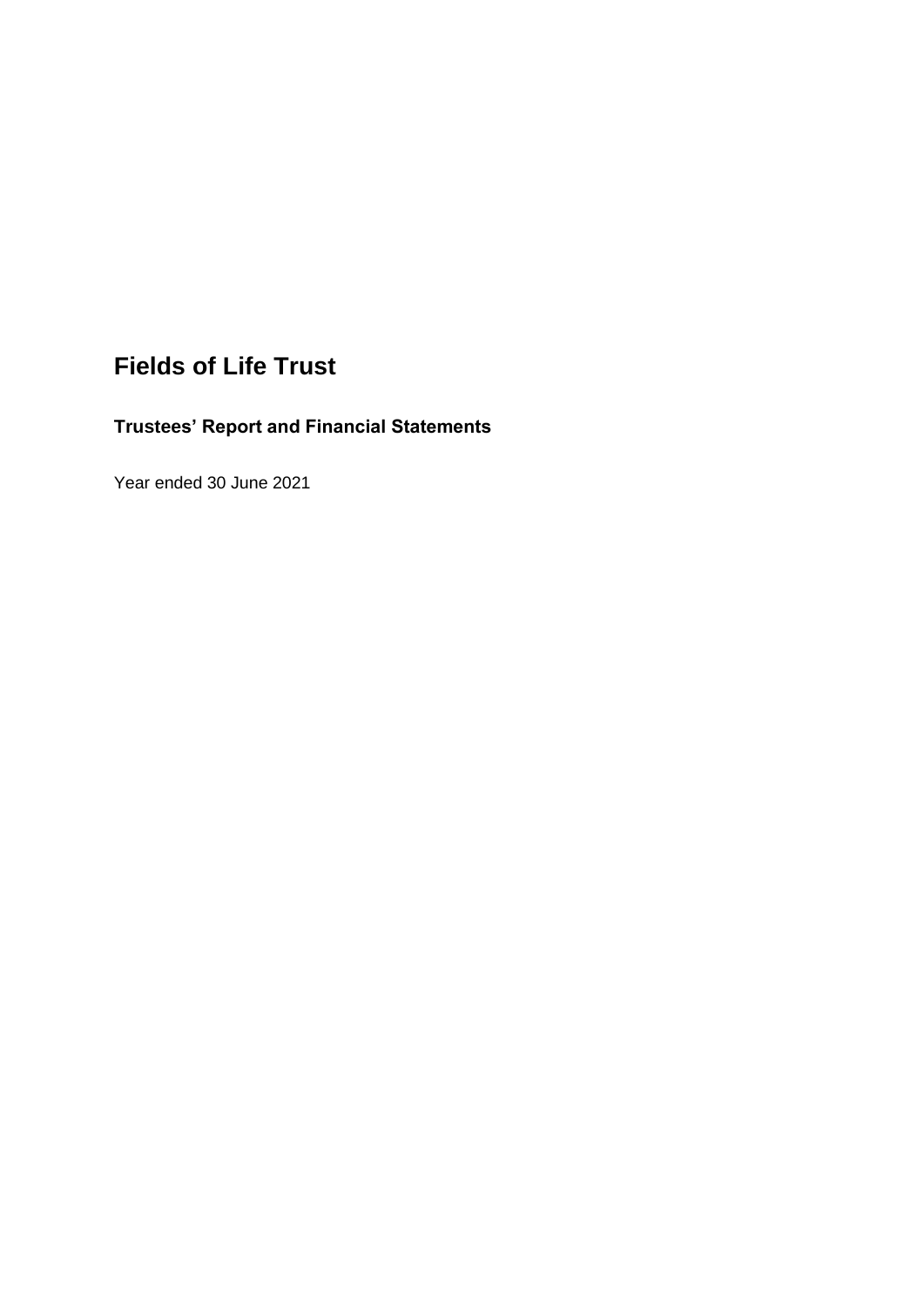# Fields of Life Trust

## Trustees' Report and Financial Statements

Year ended 30 June 2021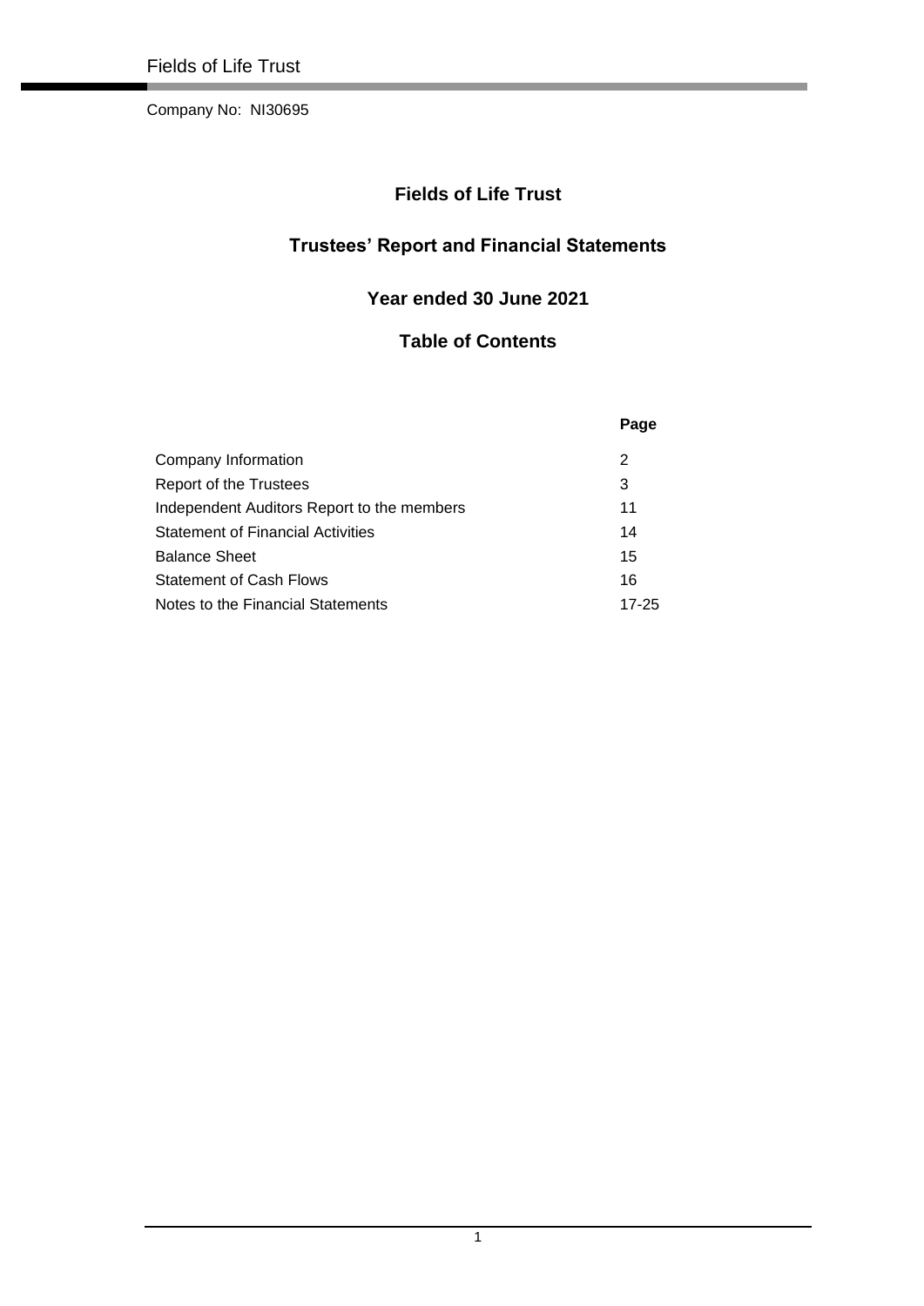Company No: NI30695

# Fields of Life Trust

## Trustees' Report and Financial Statements

### Year ended 30 June 2021

### Table of Contents

| | Page |
|---|---|
| Company Information | 2 |
| Report of the Trustees | 3 |
| Independent Auditors Report to the members | 11 |
| Statement of Financial Activities | 14 |
| Balance Sheet | 15 |
| Statement of Cash Flows | 16 |
| Notes to the Financial Statements | 17-25 |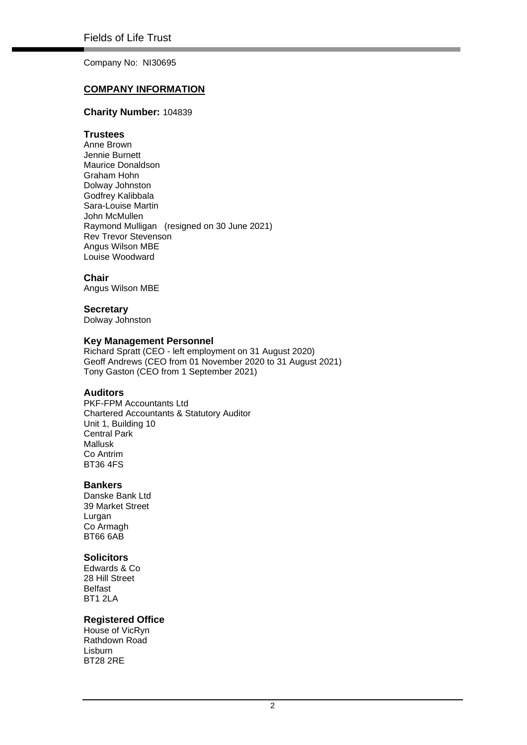Company No: NI30695

## COMPANY INFORMATION

**Charity Number:** 104839

### Trustees

Anne Brown
Jennie Burnett
Maurice Donaldson
Graham Hohn
Dolway Johnston
Godfrey Kalibbala
Sara-Louise Martin
John McMullen
Raymond Mulligan (resigned on 30 June 2021)
Rev Trevor Stevenson
Angus Wilson MBE
Louise Woodward

### Chair

Angus Wilson MBE

### Secretary

Dolway Johnston

### Key Management Personnel

Richard Spratt (CEO - left employment on 31 August 2020)
Geoff Andrews (CEO from 01 November 2020 to 31 August 2021)
Tony Gaston (CEO from 1 September 2021)

### Auditors

PKF-FPM Accountants Ltd
Chartered Accountants & Statutory Auditor
Unit 1, Building 10
Central Park
Mallusk
Co Antrim
BT36 4FS

### Bankers

Danske Bank Ltd
39 Market Street
Lurgan
Co Armagh
BT66 6AB

### Solicitors

Edwards & Co
28 Hill Street
Belfast
BT1 2LA

### Registered Office

House of VicRyn
Rathdown Road
Lisburn
BT28 2RE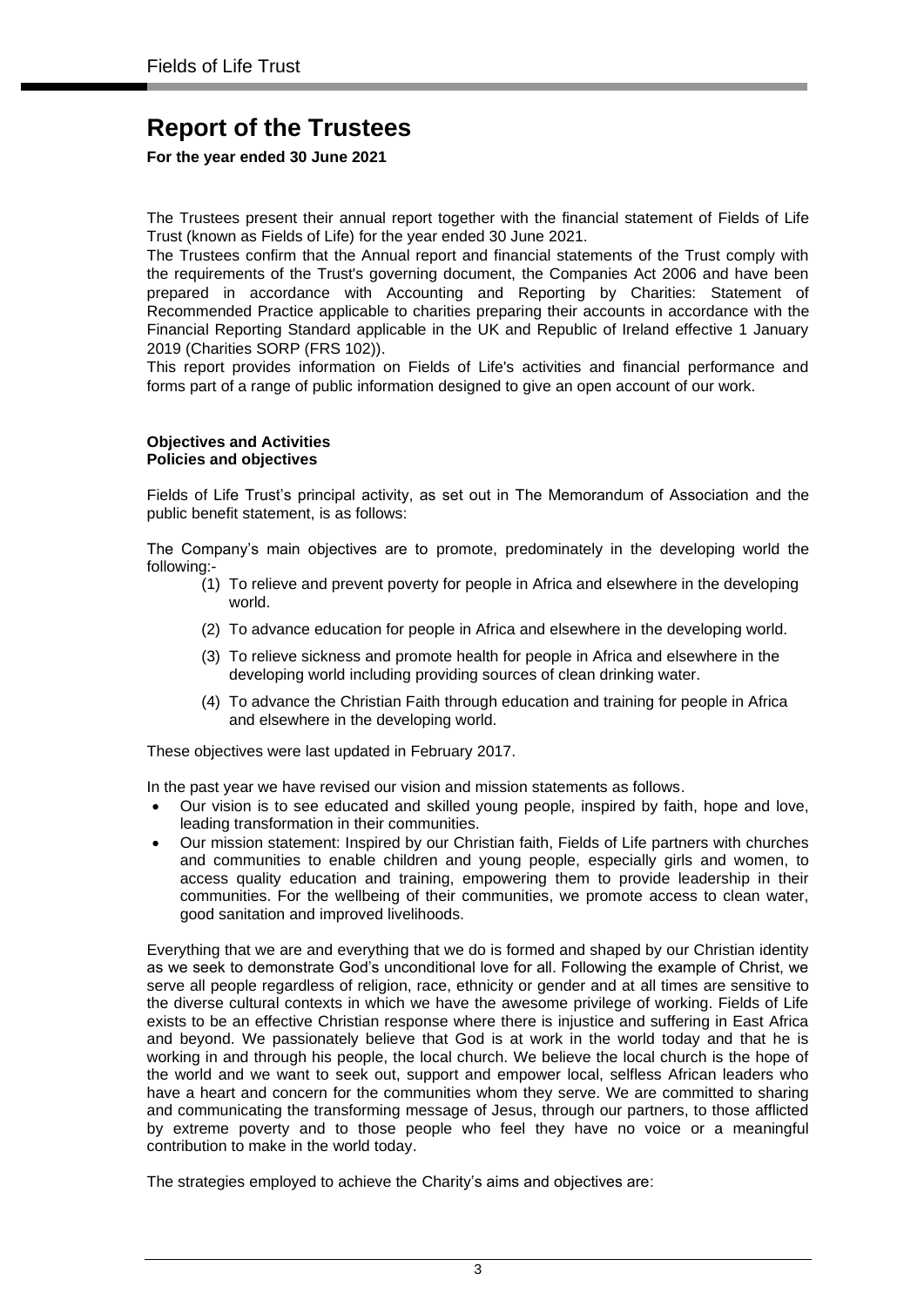# Report of the Trustees

**For the year ended 30 June 2021**

The Trustees present their annual report together with the financial statement of Fields of Life Trust (known as Fields of Life) for the year ended 30 June 2021.

The Trustees confirm that the Annual report and financial statements of the Trust comply with the requirements of the Trust's governing document, the Companies Act 2006 and have been prepared in accordance with Accounting and Reporting by Charities: Statement of Recommended Practice applicable to charities preparing their accounts in accordance with the Financial Reporting Standard applicable in the UK and Republic of Ireland effective 1 January 2019 (Charities SORP (FRS 102)).

This report provides information on Fields of Life's activities and financial performance and forms part of a range of public information designed to give an open account of our work.

**Objectives and Activities**
**Policies and objectives**

Fields of Life Trust's principal activity, as set out in The Memorandum of Association and the public benefit statement, is as follows:

The Company's main objectives are to promote, predominately in the developing world the following:-

(1) To relieve and prevent poverty for people in Africa and elsewhere in the developing world.

(2) To advance education for people in Africa and elsewhere in the developing world.

(3) To relieve sickness and promote health for people in Africa and elsewhere in the developing world including providing sources of clean drinking water.

(4) To advance the Christian Faith through education and training for people in Africa and elsewhere in the developing world.

These objectives were last updated in February 2017.

In the past year we have revised our vision and mission statements as follows.

- Our vision is to see educated and skilled young people, inspired by faith, hope and love, leading transformation in their communities.
- Our mission statement: Inspired by our Christian faith, Fields of Life partners with churches and communities to enable children and young people, especially girls and women, to access quality education and training, empowering them to provide leadership in their communities. For the wellbeing of their communities, we promote access to clean water, good sanitation and improved livelihoods.

Everything that we are and everything that we do is formed and shaped by our Christian identity as we seek to demonstrate God's unconditional love for all. Following the example of Christ, we serve all people regardless of religion, race, ethnicity or gender and at all times are sensitive to the diverse cultural contexts in which we have the awesome privilege of working. Fields of Life exists to be an effective Christian response where there is injustice and suffering in East Africa and beyond. We passionately believe that God is at work in the world today and that he is working in and through his people, the local church. We believe the local church is the hope of the world and we want to seek out, support and empower local, selfless African leaders who have a heart and concern for the communities whom they serve. We are committed to sharing and communicating the transforming message of Jesus, through our partners, to those afflicted by extreme poverty and to those people who feel they have no voice or a meaningful contribution to make in the world today.

The strategies employed to achieve the Charity's aims and objectives are: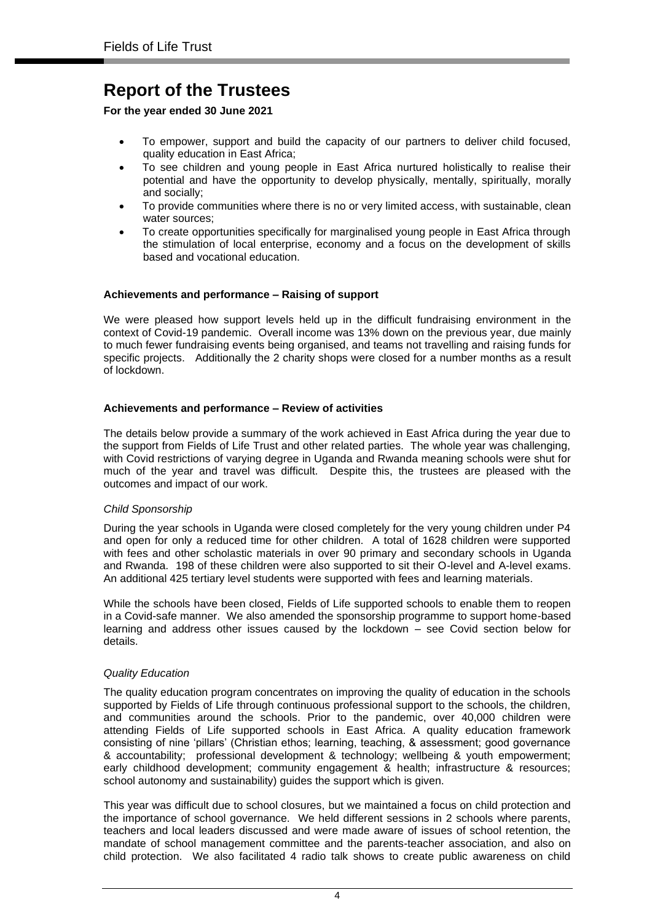# Report of the Trustees

**For the year ended 30 June 2021**

- To empower, support and build the capacity of our partners to deliver child focused, quality education in East Africa;
- To see children and young people in East Africa nurtured holistically to realise their potential and have the opportunity to develop physically, mentally, spiritually, morally and socially;
- To provide communities where there is no or very limited access, with sustainable, clean water sources;
- To create opportunities specifically for marginalised young people in East Africa through the stimulation of local enterprise, economy and a focus on the development of skills based and vocational education.

**Achievements and performance – Raising of support**

We were pleased how support levels held up in the difficult fundraising environment in the context of Covid-19 pandemic. Overall income was 13% down on the previous year, due mainly to much fewer fundraising events being organised, and teams not travelling and raising funds for specific projects. Additionally the 2 charity shops were closed for a number months as a result of lockdown.

**Achievements and performance – Review of activities**

The details below provide a summary of the work achieved in East Africa during the year due to the support from Fields of Life Trust and other related parties. The whole year was challenging, with Covid restrictions of varying degree in Uganda and Rwanda meaning schools were shut for much of the year and travel was difficult. Despite this, the trustees are pleased with the outcomes and impact of our work.

*Child Sponsorship*

During the year schools in Uganda were closed completely for the very young children under P4 and open for only a reduced time for other children. A total of 1628 children were supported with fees and other scholastic materials in over 90 primary and secondary schools in Uganda and Rwanda. 198 of these children were also supported to sit their O-level and A-level exams. An additional 425 tertiary level students were supported with fees and learning materials.

While the schools have been closed, Fields of Life supported schools to enable them to reopen in a Covid-safe manner. We also amended the sponsorship programme to support home-based learning and address other issues caused by the lockdown – see Covid section below for details.

*Quality Education*

The quality education program concentrates on improving the quality of education in the schools supported by Fields of Life through continuous professional support to the schools, the children, and communities around the schools. Prior to the pandemic, over 40,000 children were attending Fields of Life supported schools in East Africa. A quality education framework consisting of nine 'pillars' (Christian ethos; learning, teaching, & assessment; good governance & accountability; professional development & technology; wellbeing & youth empowerment; early childhood development; community engagement & health; infrastructure & resources; school autonomy and sustainability) guides the support which is given.

This year was difficult due to school closures, but we maintained a focus on child protection and the importance of school governance. We held different sessions in 2 schools where parents, teachers and local leaders discussed and were made aware of issues of school retention, the mandate of school management committee and the parents-teacher association, and also on child protection. We also facilitated 4 radio talk shows to create public awareness on child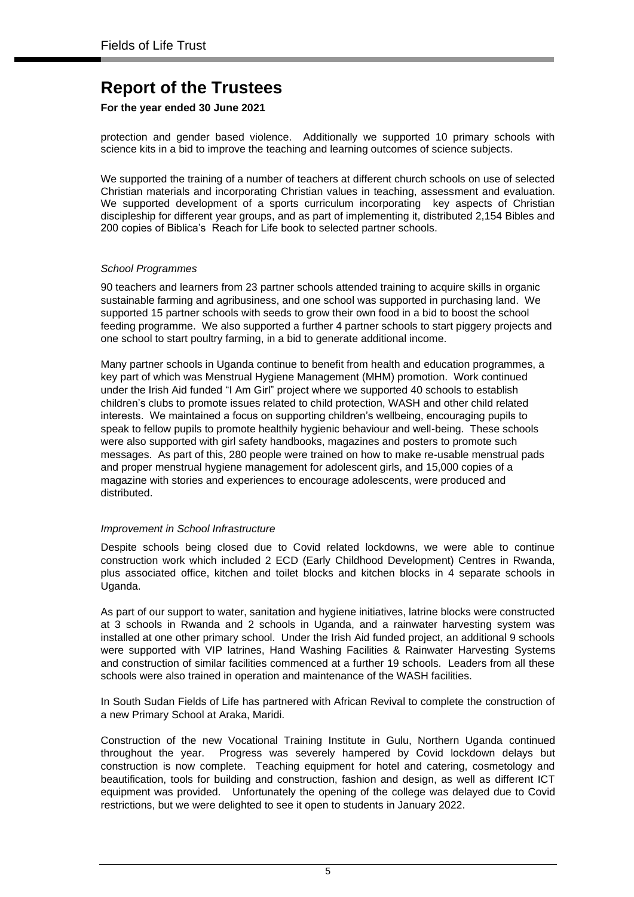# Report of the Trustees

**For the year ended 30 June 2021**

protection and gender based violence. Additionally we supported 10 primary schools with science kits in a bid to improve the teaching and learning outcomes of science subjects.

We supported the training of a number of teachers at different church schools on use of selected Christian materials and incorporating Christian values in teaching, assessment and evaluation. We supported development of a sports curriculum incorporating key aspects of Christian discipleship for different year groups, and as part of implementing it, distributed 2,154 Bibles and 200 copies of Biblica's Reach for Life book to selected partner schools.

*School Programmes*

90 teachers and learners from 23 partner schools attended training to acquire skills in organic sustainable farming and agribusiness, and one school was supported in purchasing land. We supported 15 partner schools with seeds to grow their own food in a bid to boost the school feeding programme. We also supported a further 4 partner schools to start piggery projects and one school to start poultry farming, in a bid to generate additional income.

Many partner schools in Uganda continue to benefit from health and education programmes, a key part of which was Menstrual Hygiene Management (MHM) promotion. Work continued under the Irish Aid funded "I Am Girl" project where we supported 40 schools to establish children's clubs to promote issues related to child protection, WASH and other child related interests. We maintained a focus on supporting children's wellbeing, encouraging pupils to speak to fellow pupils to promote healthily hygienic behaviour and well-being. These schools were also supported with girl safety handbooks, magazines and posters to promote such messages. As part of this, 280 people were trained on how to make re-usable menstrual pads and proper menstrual hygiene management for adolescent girls, and 15,000 copies of a magazine with stories and experiences to encourage adolescents, were produced and distributed.

*Improvement in School Infrastructure*

Despite schools being closed due to Covid related lockdowns, we were able to continue construction work which included 2 ECD (Early Childhood Development) Centres in Rwanda, plus associated office, kitchen and toilet blocks and kitchen blocks in 4 separate schools in Uganda.

As part of our support to water, sanitation and hygiene initiatives, latrine blocks were constructed at 3 schools in Rwanda and 2 schools in Uganda, and a rainwater harvesting system was installed at one other primary school. Under the Irish Aid funded project, an additional 9 schools were supported with VIP latrines, Hand Washing Facilities & Rainwater Harvesting Systems and construction of similar facilities commenced at a further 19 schools. Leaders from all these schools were also trained in operation and maintenance of the WASH facilities.

In South Sudan Fields of Life has partnered with African Revival to complete the construction of a new Primary School at Araka, Maridi.

Construction of the new Vocational Training Institute in Gulu, Northern Uganda continued throughout the year. Progress was severely hampered by Covid lockdown delays but construction is now complete. Teaching equipment for hotel and catering, cosmetology and beautification, tools for building and construction, fashion and design, as well as different ICT equipment was provided. Unfortunately the opening of the college was delayed due to Covid restrictions, but we were delighted to see it open to students in January 2022.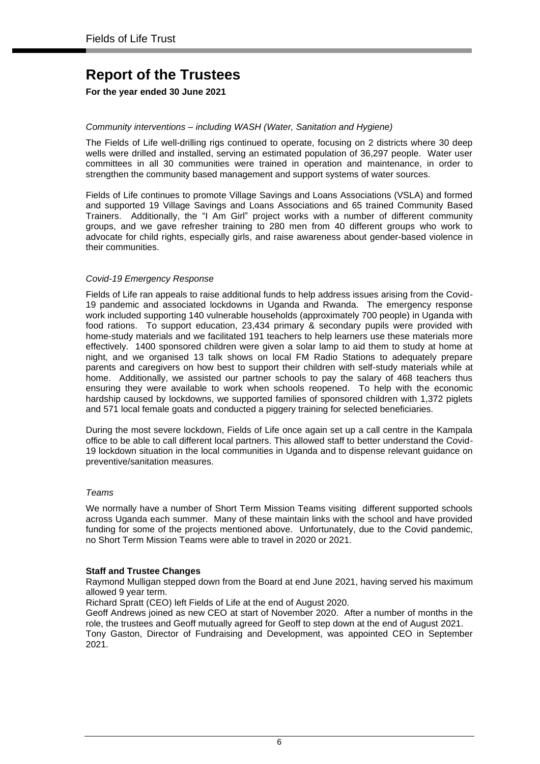# Report of the Trustees

**For the year ended 30 June 2021**

*Community interventions – including WASH (Water, Sanitation and Hygiene)*

The Fields of Life well-drilling rigs continued to operate, focusing on 2 districts where 30 deep wells were drilled and installed, serving an estimated population of 36,297 people. Water user committees in all 30 communities were trained in operation and maintenance, in order to strengthen the community based management and support systems of water sources.

Fields of Life continues to promote Village Savings and Loans Associations (VSLA) and formed and supported 19 Village Savings and Loans Associations and 65 trained Community Based Trainers. Additionally, the "I Am Girl" project works with a number of different community groups, and we gave refresher training to 280 men from 40 different groups who work to advocate for child rights, especially girls, and raise awareness about gender-based violence in their communities.

*Covid-19 Emergency Response*

Fields of Life ran appeals to raise additional funds to help address issues arising from the Covid-19 pandemic and associated lockdowns in Uganda and Rwanda. The emergency response work included supporting 140 vulnerable households (approximately 700 people) in Uganda with food rations. To support education, 23,434 primary & secondary pupils were provided with home-study materials and we facilitated 191 teachers to help learners use these materials more effectively. 1400 sponsored children were given a solar lamp to aid them to study at home at night, and we organised 13 talk shows on local FM Radio Stations to adequately prepare parents and caregivers on how best to support their children with self-study materials while at home. Additionally, we assisted our partner schools to pay the salary of 468 teachers thus ensuring they were available to work when schools reopened. To help with the economic hardship caused by lockdowns, we supported families of sponsored children with 1,372 piglets and 571 local female goats and conducted a piggery training for selected beneficiaries.

During the most severe lockdown, Fields of Life once again set up a call centre in the Kampala office to be able to call different local partners. This allowed staff to better understand the Covid-19 lockdown situation in the local communities in Uganda and to dispense relevant guidance on preventive/sanitation measures.

*Teams*

We normally have a number of Short Term Mission Teams visiting different supported schools across Uganda each summer. Many of these maintain links with the school and have provided funding for some of the projects mentioned above. Unfortunately, due to the Covid pandemic, no Short Term Mission Teams were able to travel in 2020 or 2021.

**Staff and Trustee Changes**

Raymond Mulligan stepped down from the Board at end June 2021, having served his maximum allowed 9 year term.

Richard Spratt (CEO) left Fields of Life at the end of August 2020.

Geoff Andrews joined as new CEO at start of November 2020. After a number of months in the role, the trustees and Geoff mutually agreed for Geoff to step down at the end of August 2021.

Tony Gaston, Director of Fundraising and Development, was appointed CEO in September 2021.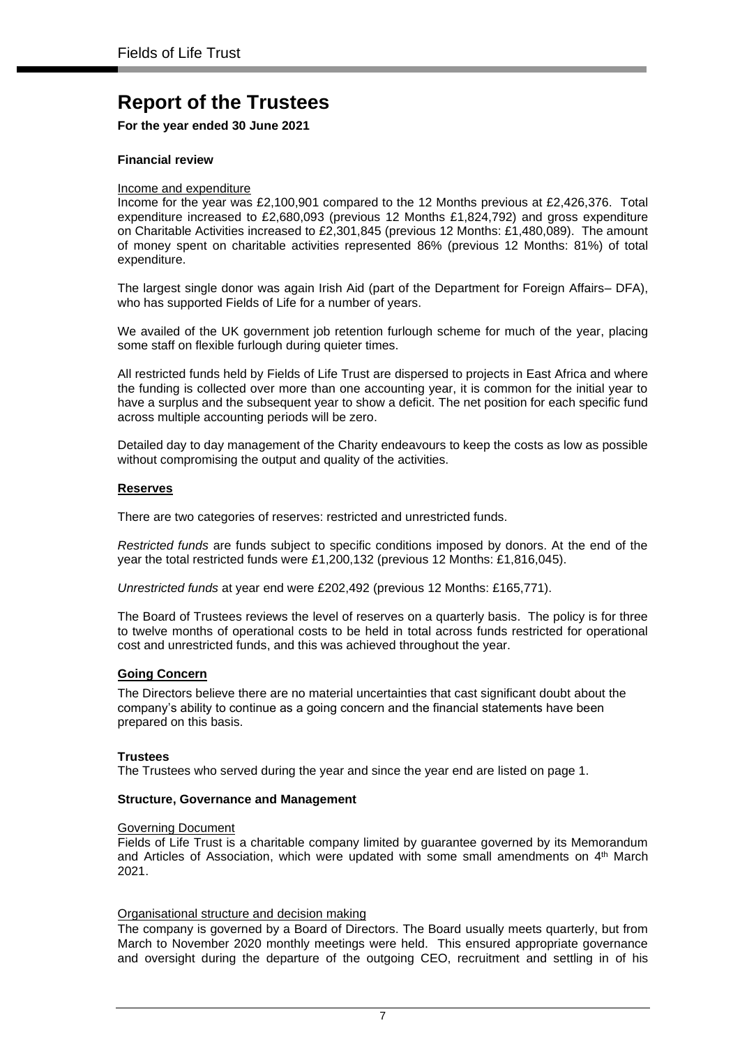# Report of the Trustees

**For the year ended 30 June 2021**

### Financial review

Income and expenditure

Income for the year was £2,100,901 compared to the 12 Months previous at £2,426,376. Total expenditure increased to £2,680,093 (previous 12 Months £1,824,792) and gross expenditure on Charitable Activities increased to £2,301,845 (previous 12 Months: £1,480,089). The amount of money spent on charitable activities represented 86% (previous 12 Months: 81%) of total expenditure.

The largest single donor was again Irish Aid (part of the Department for Foreign Affairs– DFA), who has supported Fields of Life for a number of years.

We availed of the UK government job retention furlough scheme for much of the year, placing some staff on flexible furlough during quieter times.

All restricted funds held by Fields of Life Trust are dispersed to projects in East Africa and where the funding is collected over more than one accounting year, it is common for the initial year to have a surplus and the subsequent year to show a deficit. The net position for each specific fund across multiple accounting periods will be zero.

Detailed day to day management of the Charity endeavours to keep the costs as low as possible without compromising the output and quality of the activities.

### Reserves

There are two categories of reserves: restricted and unrestricted funds.

*Restricted funds* are funds subject to specific conditions imposed by donors. At the end of the year the total restricted funds were £1,200,132 (previous 12 Months: £1,816,045).

*Unrestricted funds* at year end were £202,492 (previous 12 Months: £165,771).

The Board of Trustees reviews the level of reserves on a quarterly basis. The policy is for three to twelve months of operational costs to be held in total across funds restricted for operational cost and unrestricted funds, and this was achieved throughout the year.

### Going Concern

The Directors believe there are no material uncertainties that cast significant doubt about the company's ability to continue as a going concern and the financial statements have been prepared on this basis.

### Trustees

The Trustees who served during the year and since the year end are listed on page 1.

### Structure, Governance and Management

Governing Document

Fields of Life Trust is a charitable company limited by guarantee governed by its Memorandum and Articles of Association, which were updated with some small amendments on 4th March 2021.

Organisational structure and decision making

The company is governed by a Board of Directors. The Board usually meets quarterly, but from March to November 2020 monthly meetings were held. This ensured appropriate governance and oversight during the departure of the outgoing CEO, recruitment and settling in of his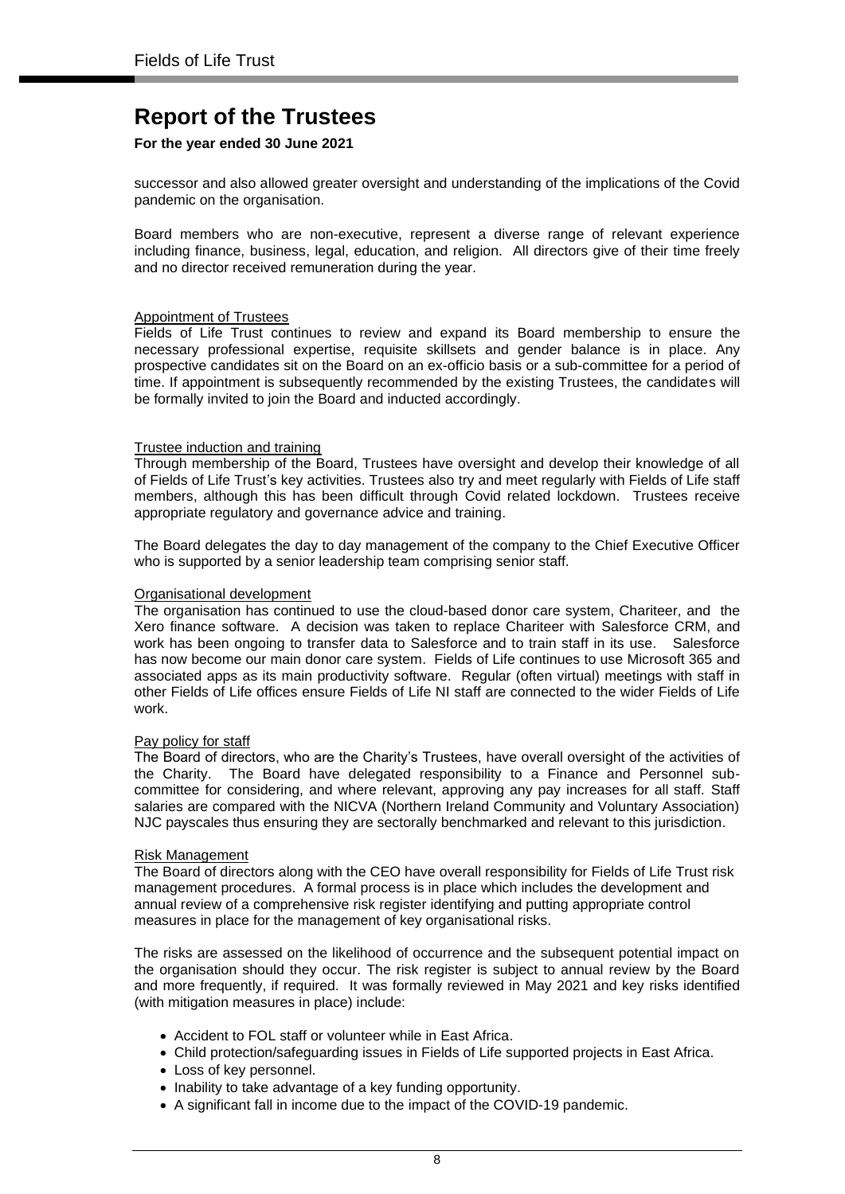# Report of the Trustees

**For the year ended 30 June 2021**

successor and also allowed greater oversight and understanding of the implications of the Covid pandemic on the organisation.

Board members who are non-executive, represent a diverse range of relevant experience including finance, business, legal, education, and religion. All directors give of their time freely and no director received remuneration during the year.

## Appointment of Trustees

Fields of Life Trust continues to review and expand its Board membership to ensure the necessary professional expertise, requisite skillsets and gender balance is in place. Any prospective candidates sit on the Board on an ex-officio basis or a sub-committee for a period of time. If appointment is subsequently recommended by the existing Trustees, the candidates will be formally invited to join the Board and inducted accordingly.

## Trustee induction and training

Through membership of the Board, Trustees have oversight and develop their knowledge of all of Fields of Life Trust's key activities. Trustees also try and meet regularly with Fields of Life staff members, although this has been difficult through Covid related lockdown. Trustees receive appropriate regulatory and governance advice and training.

The Board delegates the day to day management of the company to the Chief Executive Officer who is supported by a senior leadership team comprising senior staff.

## Organisational development

The organisation has continued to use the cloud-based donor care system, Chariteer, and the Xero finance software. A decision was taken to replace Chariteer with Salesforce CRM, and work has been ongoing to transfer data to Salesforce and to train staff in its use. Salesforce has now become our main donor care system. Fields of Life continues to use Microsoft 365 and associated apps as its main productivity software. Regular (often virtual) meetings with staff in other Fields of Life offices ensure Fields of Life NI staff are connected to the wider Fields of Life work.

## Pay policy for staff

The Board of directors, who are the Charity's Trustees, have overall oversight of the activities of the Charity. The Board have delegated responsibility to a Finance and Personnel sub-committee for considering, and where relevant, approving any pay increases for all staff. Staff salaries are compared with the NICVA (Northern Ireland Community and Voluntary Association) NJC payscales thus ensuring they are sectorally benchmarked and relevant to this jurisdiction.

## Risk Management

The Board of directors along with the CEO have overall responsibility for Fields of Life Trust risk management procedures. A formal process is in place which includes the development and annual review of a comprehensive risk register identifying and putting appropriate control measures in place for the management of key organisational risks.

The risks are assessed on the likelihood of occurrence and the subsequent potential impact on the organisation should they occur. The risk register is subject to annual review by the Board and more frequently, if required. It was formally reviewed in May 2021 and key risks identified (with mitigation measures in place) include:

- Accident to FOL staff or volunteer while in East Africa.
- Child protection/safeguarding issues in Fields of Life supported projects in East Africa.
- Loss of key personnel.
- Inability to take advantage of a key funding opportunity.
- A significant fall in income due to the impact of the COVID-19 pandemic.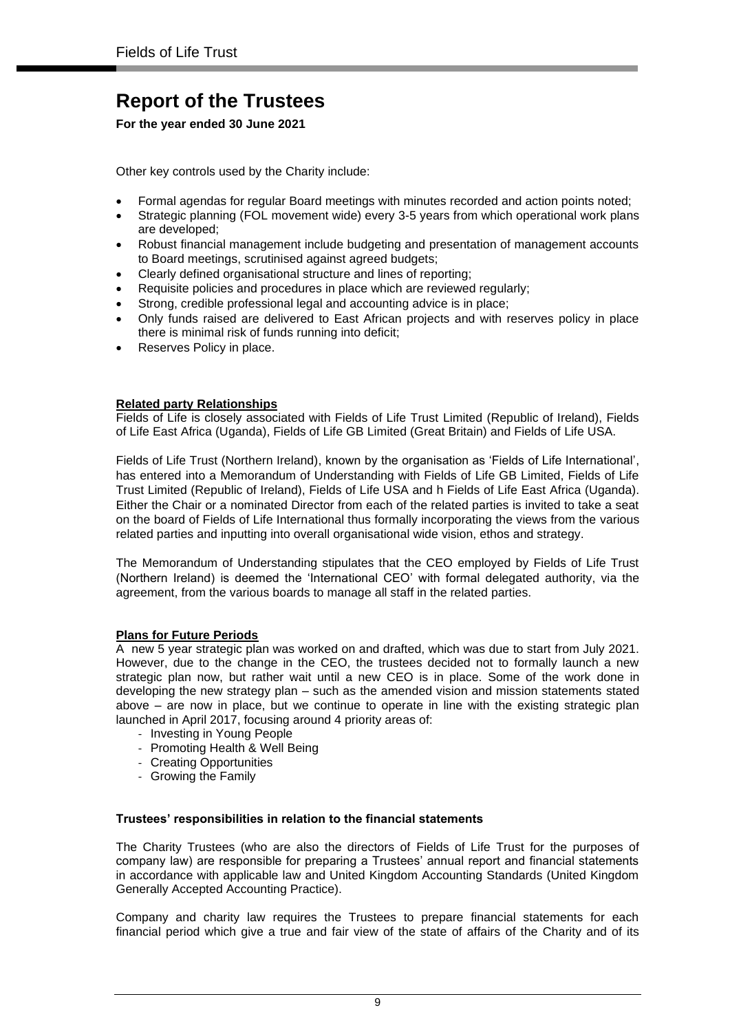# Report of the Trustees

**For the year ended 30 June 2021**

Other key controls used by the Charity include:

- Formal agendas for regular Board meetings with minutes recorded and action points noted;
- Strategic planning (FOL movement wide) every 3-5 years from which operational work plans are developed;
- Robust financial management include budgeting and presentation of management accounts to Board meetings, scrutinised against agreed budgets;
- Clearly defined organisational structure and lines of reporting;
- Requisite policies and procedures in place which are reviewed regularly;
- Strong, credible professional legal and accounting advice is in place;
- Only funds raised are delivered to East African projects and with reserves policy in place there is minimal risk of funds running into deficit;
- Reserves Policy in place.

**Related party Relationships**

Fields of Life is closely associated with Fields of Life Trust Limited (Republic of Ireland), Fields of Life East Africa (Uganda), Fields of Life GB Limited (Great Britain) and Fields of Life USA.

Fields of Life Trust (Northern Ireland), known by the organisation as 'Fields of Life International', has entered into a Memorandum of Understanding with Fields of Life GB Limited, Fields of Life Trust Limited (Republic of Ireland), Fields of Life USA and h Fields of Life East Africa (Uganda). Either the Chair or a nominated Director from each of the related parties is invited to take a seat on the board of Fields of Life International thus formally incorporating the views from the various related parties and inputting into overall organisational wide vision, ethos and strategy.

The Memorandum of Understanding stipulates that the CEO employed by Fields of Life Trust (Northern Ireland) is deemed the 'International CEO' with formal delegated authority, via the agreement, from the various boards to manage all staff in the related parties.

**Plans for Future Periods**

A new 5 year strategic plan was worked on and drafted, which was due to start from July 2021. However, due to the change in the CEO, the trustees decided not to formally launch a new strategic plan now, but rather wait until a new CEO is in place. Some of the work done in developing the new strategy plan – such as the amended vision and mission statements stated above – are now in place, but we continue to operate in line with the existing strategic plan launched in April 2017, focusing around 4 priority areas of:

- Investing in Young People
- Promoting Health & Well Being
- Creating Opportunities
- Growing the Family

**Trustees' responsibilities in relation to the financial statements**

The Charity Trustees (who are also the directors of Fields of Life Trust for the purposes of company law) are responsible for preparing a Trustees' annual report and financial statements in accordance with applicable law and United Kingdom Accounting Standards (United Kingdom Generally Accepted Accounting Practice).

Company and charity law requires the Trustees to prepare financial statements for each financial period which give a true and fair view of the state of affairs of the Charity and of its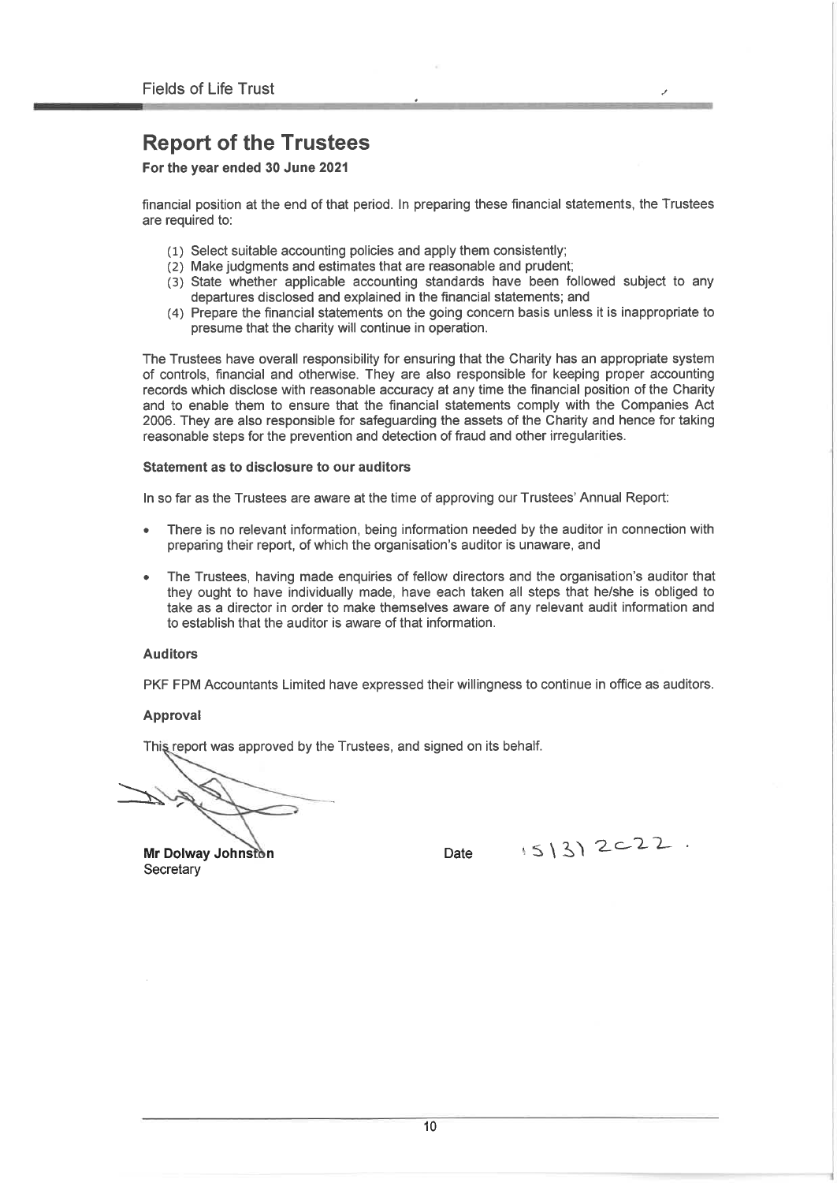# Report of the Trustees

**For the year ended 30 June 2021**

financial position at the end of that period. In preparing these financial statements, the Trustees are required to:

(1) Select suitable accounting policies and apply them consistently;
(2) Make judgments and estimates that are reasonable and prudent;
(3) State whether applicable accounting standards have been followed subject to any departures disclosed and explained in the financial statements; and
(4) Prepare the financial statements on the going concern basis unless it is inappropriate to presume that the charity will continue in operation.

The Trustees have overall responsibility for ensuring that the Charity has an appropriate system of controls, financial and otherwise. They are also responsible for keeping proper accounting records which disclose with reasonable accuracy at any time the financial position of the Charity and to enable them to ensure that the financial statements comply with the Companies Act 2006. They are also responsible for safeguarding the assets of the Charity and hence for taking reasonable steps for the prevention and detection of fraud and other irregularities.

**Statement as to disclosure to our auditors**

In so far as the Trustees are aware at the time of approving our Trustees' Annual Report:

- There is no relevant information, being information needed by the auditor in connection with preparing their report, of which the organisation's auditor is unaware, and

- The Trustees, having made enquiries of fellow directors and the organisation's auditor that they ought to have individually made, have each taken all steps that he/she is obliged to take as a director in order to make themselves aware of any relevant audit information and to establish that the auditor is aware of that information.

**Auditors**

PKF FPM Accountants Limited have expressed their willingness to continue in office as auditors.

**Approval**

This report was approved by the Trustees, and signed on its behalf.

**Mr Dolway Johnston**
Secretary

Date 15/3/2022.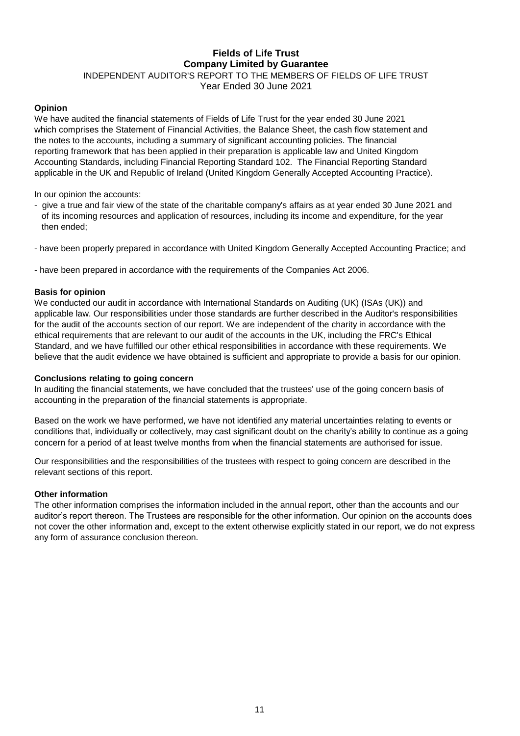**Fields of Life Trust**
**Company Limited by Guarantee**
INDEPENDENT AUDITOR'S REPORT TO THE MEMBERS OF FIELDS OF LIFE TRUST
Year Ended 30 June 2021

**Opinion**

We have audited the financial statements of Fields of Life Trust for the year ended 30 June 2021 which comprises the Statement of Financial Activities, the Balance Sheet, the cash flow statement and the notes to the accounts, including a summary of significant accounting policies. The financial reporting framework that has been applied in their preparation is applicable law and United Kingdom Accounting Standards, including Financial Reporting Standard 102. The Financial Reporting Standard applicable in the UK and Republic of Ireland (United Kingdom Generally Accepted Accounting Practice).

In our opinion the accounts:

- give a true and fair view of the state of the charitable company's affairs as at year ended 30 June 2021 and of its incoming resources and application of resources, including its income and expenditure, for the year then ended;

- have been properly prepared in accordance with United Kingdom Generally Accepted Accounting Practice; and

- have been prepared in accordance with the requirements of the Companies Act 2006.

**Basis for opinion**

We conducted our audit in accordance with International Standards on Auditing (UK) (ISAs (UK)) and applicable law. Our responsibilities under those standards are further described in the Auditor's responsibilities for the audit of the accounts section of our report. We are independent of the charity in accordance with the ethical requirements that are relevant to our audit of the accounts in the UK, including the FRC's Ethical Standard, and we have fulfilled our other ethical responsibilities in accordance with these requirements. We believe that the audit evidence we have obtained is sufficient and appropriate to provide a basis for our opinion.

**Conclusions relating to going concern**

In auditing the financial statements, we have concluded that the trustees' use of the going concern basis of accounting in the preparation of the financial statements is appropriate.

Based on the work we have performed, we have not identified any material uncertainties relating to events or conditions that, individually or collectively, may cast significant doubt on the charity's ability to continue as a going concern for a period of at least twelve months from when the financial statements are authorised for issue.

Our responsibilities and the responsibilities of the trustees with respect to going concern are described in the relevant sections of this report.

**Other information**

The other information comprises the information included in the annual report, other than the accounts and our auditor's report thereon. The Trustees are responsible for the other information. Our opinion on the accounts does not cover the other information and, except to the extent otherwise explicitly stated in our report, we do not express any form of assurance conclusion thereon.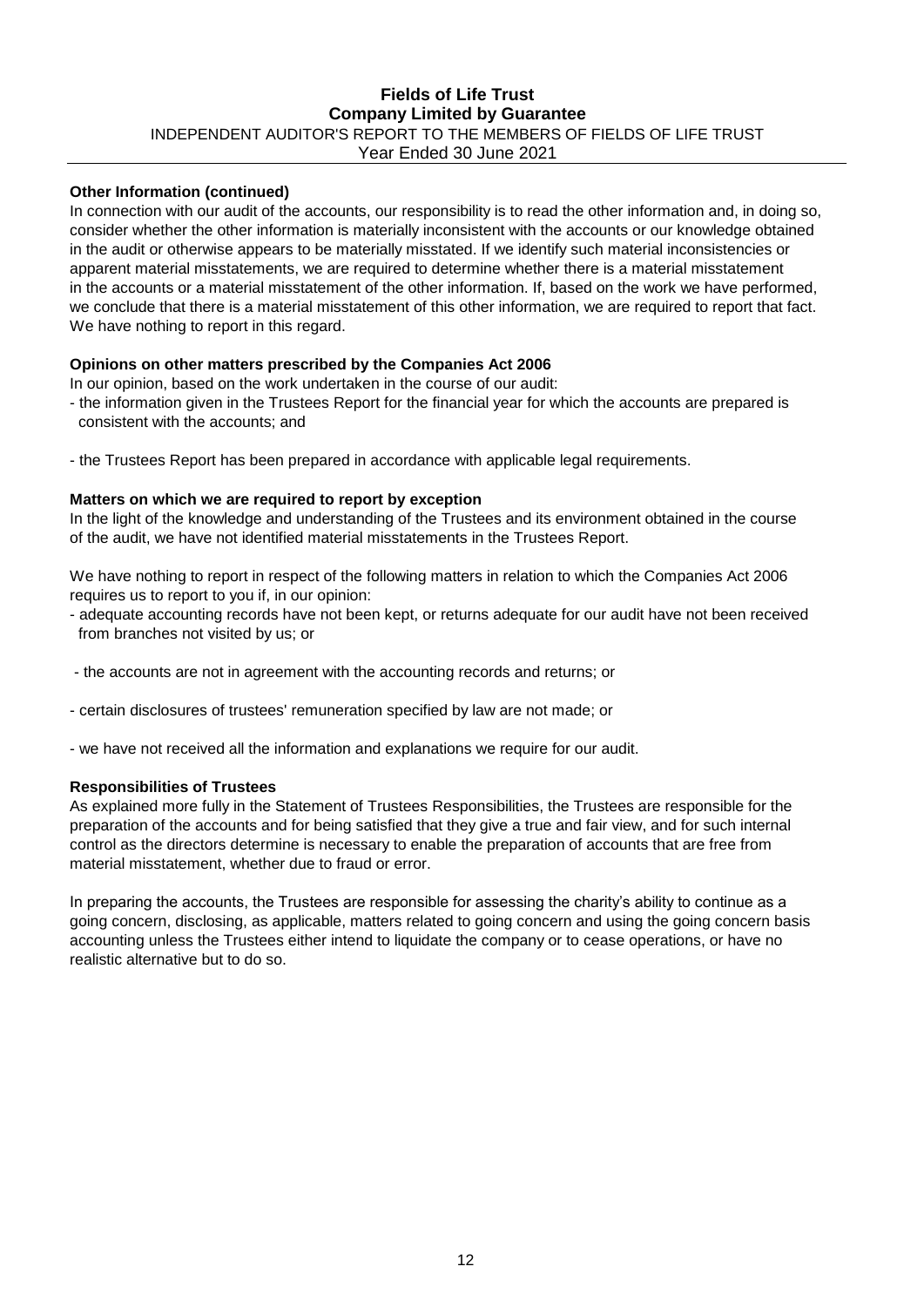#### Other Information (continued)

In connection with our audit of the accounts, our responsibility is to read the other information and, in doing so, consider whether the other information is materially inconsistent with the accounts or our knowledge obtained in the audit or otherwise appears to be materially misstated. If we identify such material inconsistencies or apparent material misstatements, we are required to determine whether there is a material misstatement in the accounts or a material misstatement of the other information. If, based on the work we have performed, we conclude that there is a material misstatement of this other information, we are required to report that fact. We have nothing to report in this regard.

#### Opinions on other matters prescribed by the Companies Act 2006

In our opinion, based on the work undertaken in the course of our audit:

- the information given in the Trustees Report for the financial year for which the accounts are prepared is consistent with the accounts; and
- the Trustees Report has been prepared in accordance with applicable legal requirements.

#### Matters on which we are required to report by exception

In the light of the knowledge and understanding of the Trustees and its environment obtained in the course of the audit, we have not identified material misstatements in the Trustees Report.

We have nothing to report in respect of the following matters in relation to which the Companies Act 2006 requires us to report to you if, in our opinion:

- adequate accounting records have not been kept, or returns adequate for our audit have not been received from branches not visited by us; or
- the accounts are not in agreement with the accounting records and returns; or
- certain disclosures of trustees' remuneration specified by law are not made; or
- we have not received all the information and explanations we require for our audit.

#### Responsibilities of Trustees

As explained more fully in the Statement of Trustees Responsibilities, the Trustees are responsible for the preparation of the accounts and for being satisfied that they give a true and fair view, and for such internal control as the directors determine is necessary to enable the preparation of accounts that are free from material misstatement, whether due to fraud or error.

In preparing the accounts, the Trustees are responsible for assessing the charity's ability to continue as a going concern, disclosing, as applicable, matters related to going concern and using the going concern basis accounting unless the Trustees either intend to liquidate the company or to cease operations, or have no realistic alternative but to do so.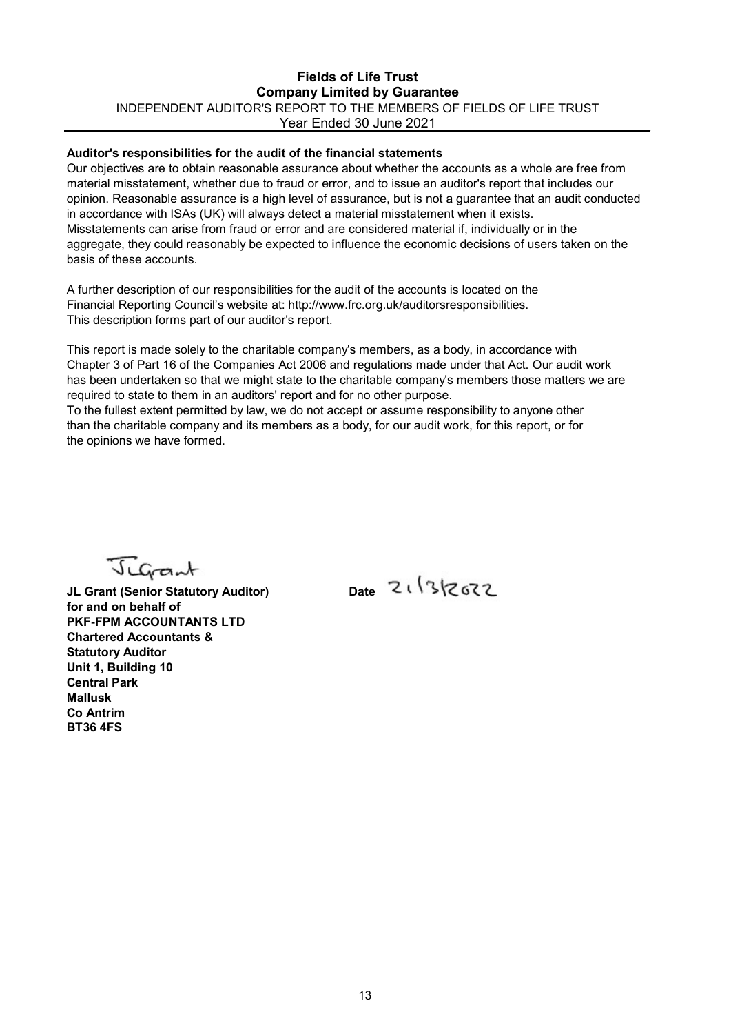## Auditor's responsibilities for the audit of the financial statements

Our objectives are to obtain reasonable assurance about whether the accounts as a whole are free from material misstatement, whether due to fraud or error, and to issue an auditor's report that includes our opinion. Reasonable assurance is a high level of assurance, but is not a guarantee that an audit conducted in accordance with ISAs (UK) will always detect a material misstatement when it exists. Misstatements can arise from fraud or error and are considered material if, individually or in the aggregate, they could reasonably be expected to influence the economic decisions of users taken on the basis of these accounts.

A further description of our responsibilities for the audit of the accounts is located on the Financial Reporting Council's website at: http://www.frc.org.uk/auditorsresponsibilities. This description forms part of our auditor's report.

This report is made solely to the charitable company's members, as a body, in accordance with Chapter 3 of Part 16 of the Companies Act 2006 and regulations made under that Act. Our audit work has been undertaken so that we might state to the charitable company's members those matters we are required to state to them in an auditors' report and for no other purpose.
To the fullest extent permitted by law, we do not accept or assume responsibility to anyone other than the charitable company and its members as a body, for our audit work, for this report, or for the opinions we have formed.

JLGrant

**JL Grant (Senior Statutory Auditor)** Date 21/3/2022
**for and on behalf of**
**PKF-FPM ACCOUNTANTS LTD**
**Chartered Accountants &**
**Statutory Auditor**
**Unit 1, Building 10**
**Central Park**
**Mallusk**
**Co Antrim**
**BT36 4FS**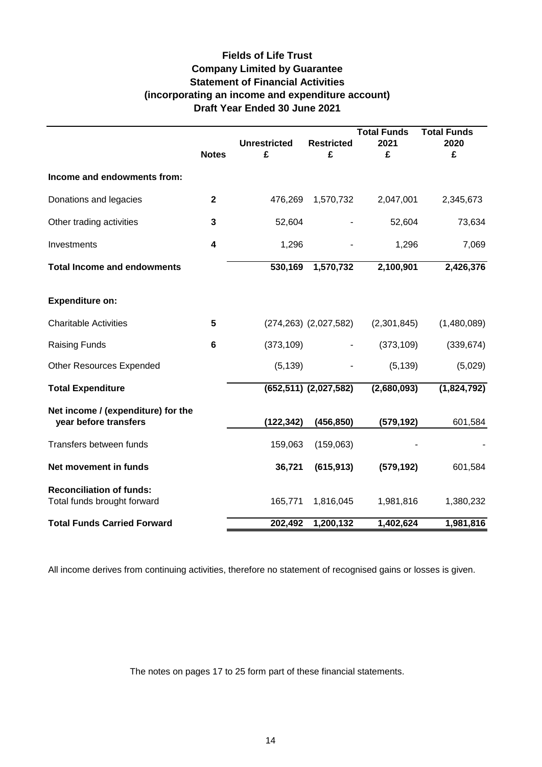# Fields of Life Trust
## Company Limited by Guarantee
## Statement of Financial Activities
## (incorporating an income and expenditure account)
## Draft Year Ended 30 June 2021

| | Notes | Unrestricted £ | Restricted £ | Total Funds 2021 £ | Total Funds 2020 £ |
|---|---|---|---|---|---|
| **Income and endowments from:** | | | | | |
| Donations and legacies | **2** | 476,269 | 1,570,732 | 2,047,001 | 2,345,673 |
| Other trading activities | **3** | 52,604 | - | 52,604 | 73,634 |
| Investments | **4** | 1,296 | - | 1,296 | 7,069 |
| **Total Income and endowments** | | **530,169** | **1,570,732** | **2,100,901** | **2,426,376** |
| **Expenditure on:** | | | | | |
| Charitable Activities | **5** | (274,263) | (2,027,582) | (2,301,845) | (1,480,089) |
| Raising Funds | **6** | (373,109) | - | (373,109) | (339,674) |
| Other Resources Expended | | (5,139) | - | (5,139) | (5,029) |
| **Total Expenditure** | | **(652,511)** | **(2,027,582)** | **(2,680,093)** | **(1,824,792)** |
| **Net income / (expenditure) for the year before transfers** | | **(122,342)** | **(456,850)** | **(579,192)** | 601,584 |
| Transfers between funds | | 159,063 | (159,063) | - | - |
| **Net movement in funds** | | **36,721** | **(615,913)** | **(579,192)** | 601,584 |
| **Reconciliation of funds:** Total funds brought forward | | 165,771 | 1,816,045 | 1,981,816 | 1,380,232 |
| **Total Funds Carried Forward** | | **202,492** | **1,200,132** | **1,402,624** | **1,981,816** |

All income derives from continuing activities, therefore no statement of recognised gains or losses is given.

The notes on pages 17 to 25 form part of these financial statements.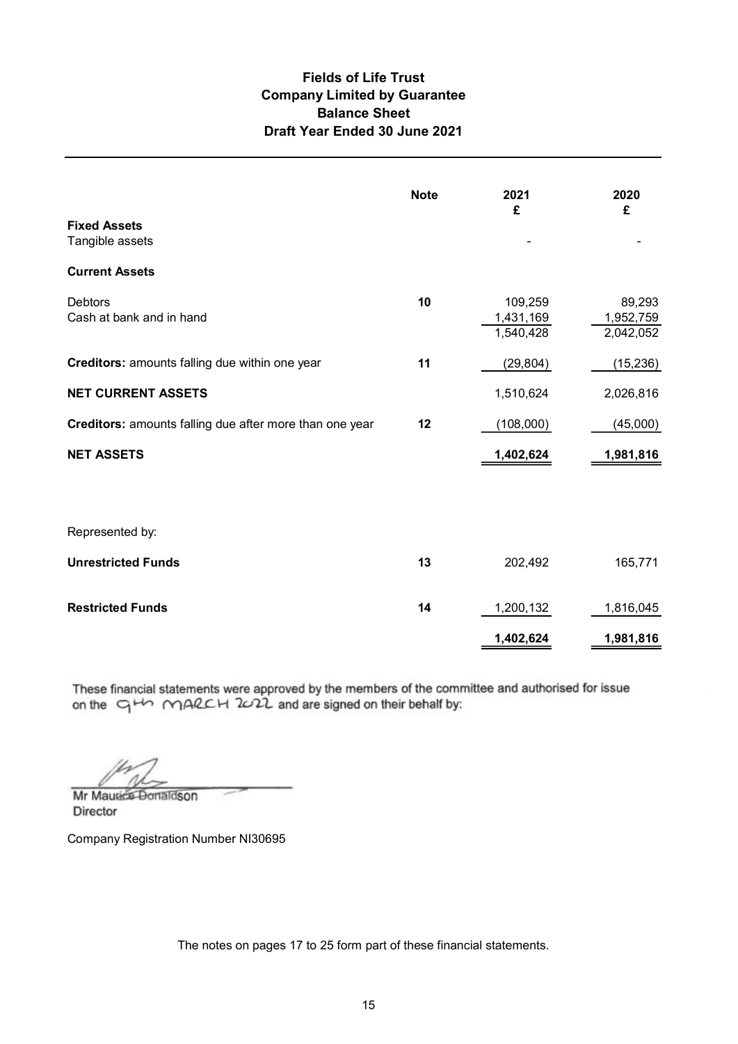# Fields of Life Trust
## Company Limited by Guarantee
## Balance Sheet
## Draft Year Ended 30 June 2021

| | Note | 2021 £ | 2020 £ |
|---|---|---|---|
| **Fixed Assets** | | | |
| Tangible assets | | - | - |
| **Current Assets** | | | |
| Debtors | 10 | 109,259 | 89,293 |
| Cash at bank and in hand | | 1,431,169 | 1,952,759 |
| | | 1,540,428 | 2,042,052 |
| **Creditors:** amounts falling due within one year | 11 | (29,804) | (15,236) |
| **NET CURRENT ASSETS** | | 1,510,624 | 2,026,816 |
| **Creditors:** amounts falling due after more than one year | 12 | (108,000) | (45,000) |
| **NET ASSETS** | | **1,402,624** | **1,981,816** |
| Represented by: | | | |
| **Unrestricted Funds** | 13 | 202,492 | 165,771 |
| **Restricted Funds** | 14 | 1,200,132 | 1,816,045 |
| | | **1,402,624** | **1,981,816** |

These financial statements were approved by the members of the committee and authorised for issue on the 9th MARCH 2022 and are signed on their behalf by:

Mr Maurice Donaldson
Director

Company Registration Number NI30695

The notes on pages 17 to 25 form part of these financial statements.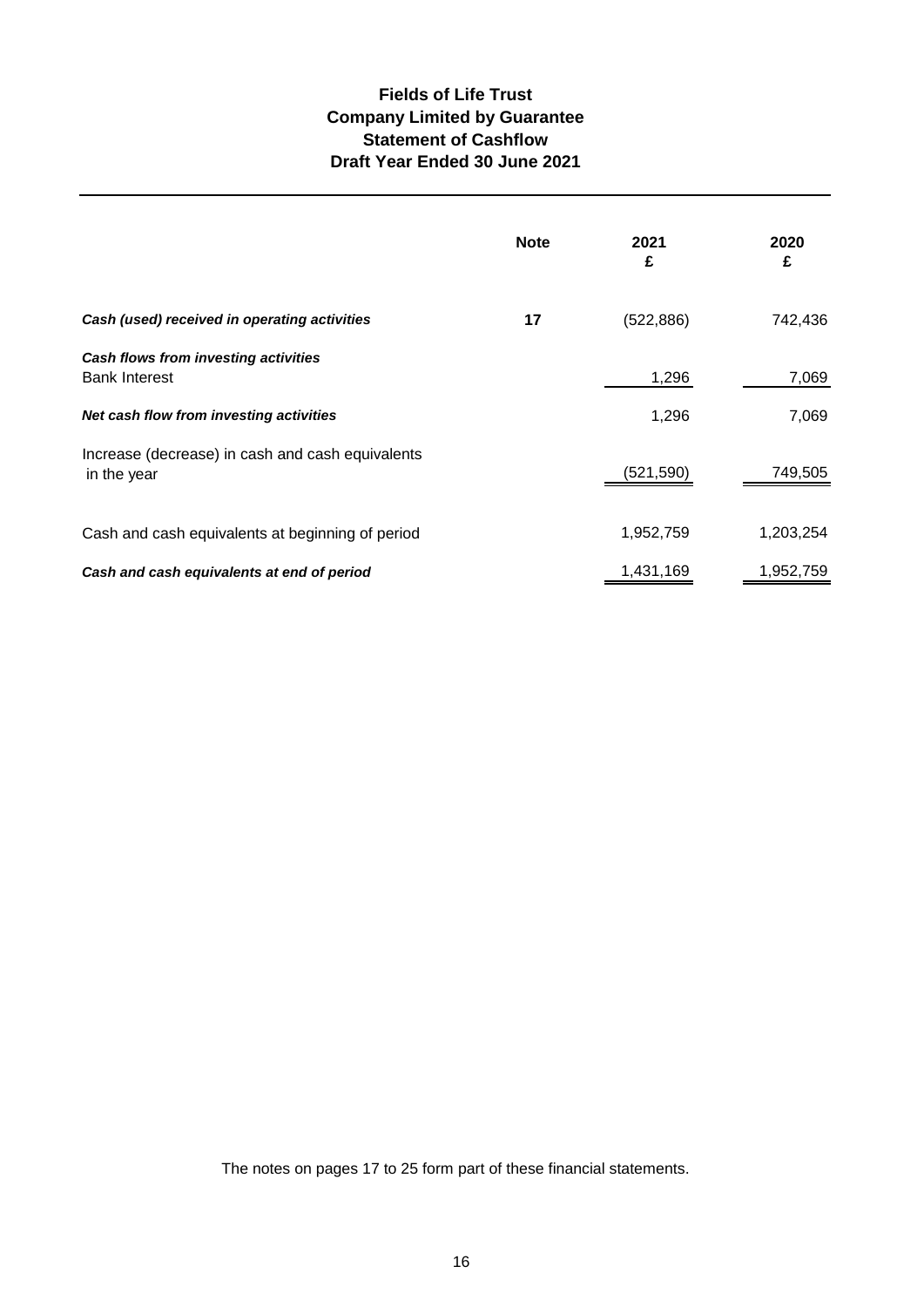# Fields of Life Trust
## Company Limited by Guarantee
## Statement of Cashflow
## Draft Year Ended 30 June 2021

| | Note | 2021<br>£ | 2020<br>£ |
|---|---|---|---|
| ***Cash (used) received in operating activities*** | 17 | (522,886) | 742,436 |
| ***Cash flows from investing activities*** | | | |
| Bank Interest | | 1,296 | 7,069 |
| ***Net cash flow from investing activities*** | | 1,296 | 7,069 |
| Increase (decrease) in cash and cash equivalents in the year | | (521,590) | 749,505 |
| Cash and cash equivalents at beginning of period | | 1,952,759 | 1,203,254 |
| ***Cash and cash equivalents at end of period*** | | 1,431,169 | 1,952,759 |

The notes on pages 17 to 25 form part of these financial statements.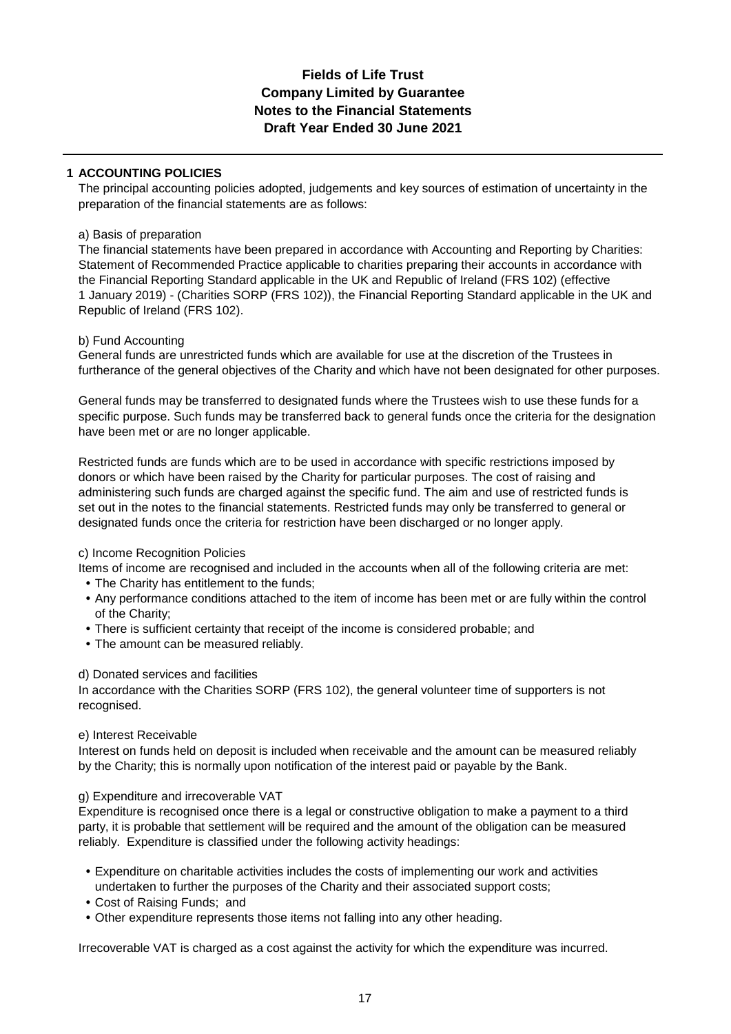# Fields of Life Trust
## Company Limited by Guarantee
## Notes to the Financial Statements
## Draft Year Ended 30 June 2021

### 1 ACCOUNTING POLICIES

The principal accounting policies adopted, judgements and key sources of estimation of uncertainty in the preparation of the financial statements are as follows:

a) Basis of preparation

The financial statements have been prepared in accordance with Accounting and Reporting by Charities: Statement of Recommended Practice applicable to charities preparing their accounts in accordance with the Financial Reporting Standard applicable in the UK and Republic of Ireland (FRS 102) (effective 1 January 2019) - (Charities SORP (FRS 102)), the Financial Reporting Standard applicable in the UK and Republic of Ireland (FRS 102).

b) Fund Accounting

General funds are unrestricted funds which are available for use at the discretion of the Trustees in furtherance of the general objectives of the Charity and which have not been designated for other purposes.

General funds may be transferred to designated funds where the Trustees wish to use these funds for a specific purpose. Such funds may be transferred back to general funds once the criteria for the designation have been met or are no longer applicable.

Restricted funds are funds which are to be used in accordance with specific restrictions imposed by donors or which have been raised by the Charity for particular purposes. The cost of raising and administering such funds are charged against the specific fund. The aim and use of restricted funds is set out in the notes to the financial statements. Restricted funds may only be transferred to general or designated funds once the criteria for restriction have been discharged or no longer apply.

c) Income Recognition Policies

Items of income are recognised and included in the accounts when all of the following criteria are met:

- The Charity has entitlement to the funds;
- Any performance conditions attached to the item of income has been met or are fully within the control of the Charity;
- There is sufficient certainty that receipt of the income is considered probable; and
- The amount can be measured reliably.

d) Donated services and facilities

In accordance with the Charities SORP (FRS 102), the general volunteer time of supporters is not recognised.

e) Interest Receivable

Interest on funds held on deposit is included when receivable and the amount can be measured reliably by the Charity; this is normally upon notification of the interest paid or payable by the Bank.

g) Expenditure and irrecoverable VAT

Expenditure is recognised once there is a legal or constructive obligation to make a payment to a third party, it is probable that settlement will be required and the amount of the obligation can be measured reliably. Expenditure is classified under the following activity headings:

- Expenditure on charitable activities includes the costs of implementing our work and activities undertaken to further the purposes of the Charity and their associated support costs;
- Cost of Raising Funds; and
- Other expenditure represents those items not falling into any other heading.

Irrecoverable VAT is charged as a cost against the activity for which the expenditure was incurred.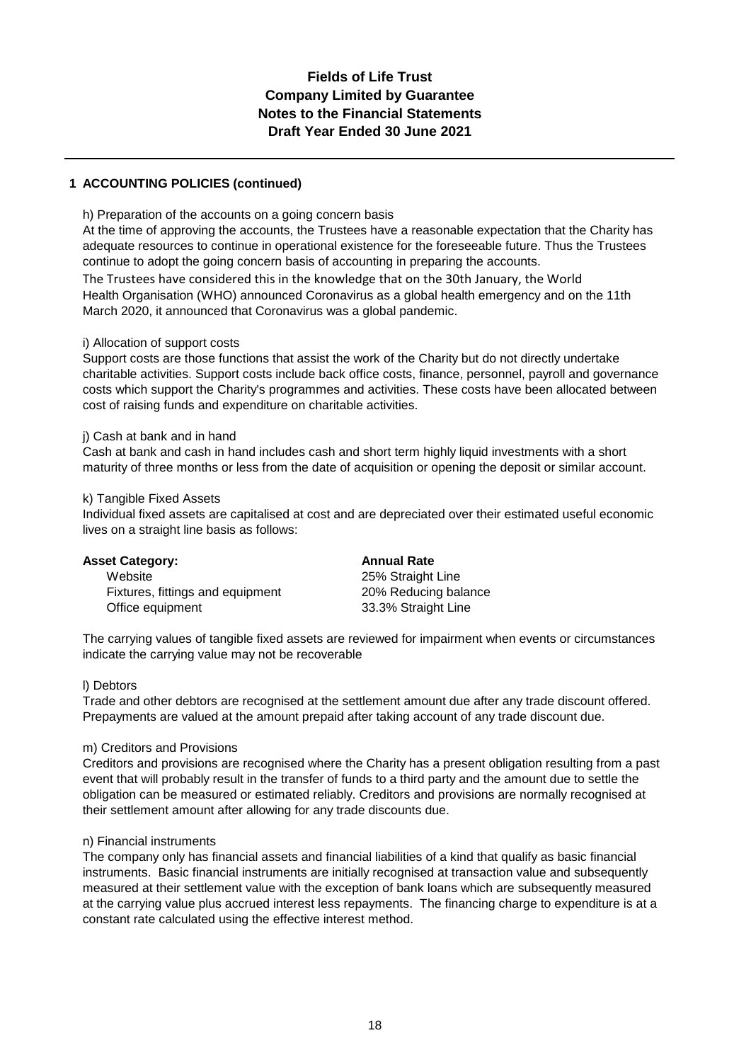# Fields of Life Trust
## Company Limited by Guarantee
## Notes to the Financial Statements
## Draft Year Ended 30 June 2021

### 1 ACCOUNTING POLICIES (continued)

h) Preparation of the accounts on a going concern basis

At the time of approving the accounts, the Trustees have a reasonable expectation that the Charity has adequate resources to continue in operational existence for the foreseeable future. Thus the Trustees continue to adopt the going concern basis of accounting in preparing the accounts.

The Trustees have considered this in the knowledge that on the 30th January, the World Health Organisation (WHO) announced Coronavirus as a global health emergency and on the 11th March 2020, it announced that Coronavirus was a global pandemic.

i) Allocation of support costs

Support costs are those functions that assist the work of the Charity but do not directly undertake charitable activities. Support costs include back office costs, finance, personnel, payroll and governance costs which support the Charity's programmes and activities. These costs have been allocated between cost of raising funds and expenditure on charitable activities.

j) Cash at bank and in hand

Cash at bank and cash in hand includes cash and short term highly liquid investments with a short maturity of three months or less from the date of acquisition or opening the deposit or similar account.

k) Tangible Fixed Assets

Individual fixed assets are capitalised at cost and are depreciated over their estimated useful economic lives on a straight line basis as follows:

| **Asset Category:** | **Annual Rate** |
|---|---|
| Website | 25% Straight Line |
| Fixtures, fittings and equipment | 20% Reducing balance |
| Office equipment | 33.3% Straight Line |

The carrying values of tangible fixed assets are reviewed for impairment when events or circumstances indicate the carrying value may not be recoverable

l) Debtors

Trade and other debtors are recognised at the settlement amount due after any trade discount offered. Prepayments are valued at the amount prepaid after taking account of any trade discount due.

m) Creditors and Provisions

Creditors and provisions are recognised where the Charity has a present obligation resulting from a past event that will probably result in the transfer of funds to a third party and the amount due to settle the obligation can be measured or estimated reliably. Creditors and provisions are normally recognised at their settlement amount after allowing for any trade discounts due.

n) Financial instruments

The company only has financial assets and financial liabilities of a kind that qualify as basic financial instruments. Basic financial instruments are initially recognised at transaction value and subsequently measured at their settlement value with the exception of bank loans which are subsequently measured at the carrying value plus accrued interest less repayments. The financing charge to expenditure is at a constant rate calculated using the effective interest method.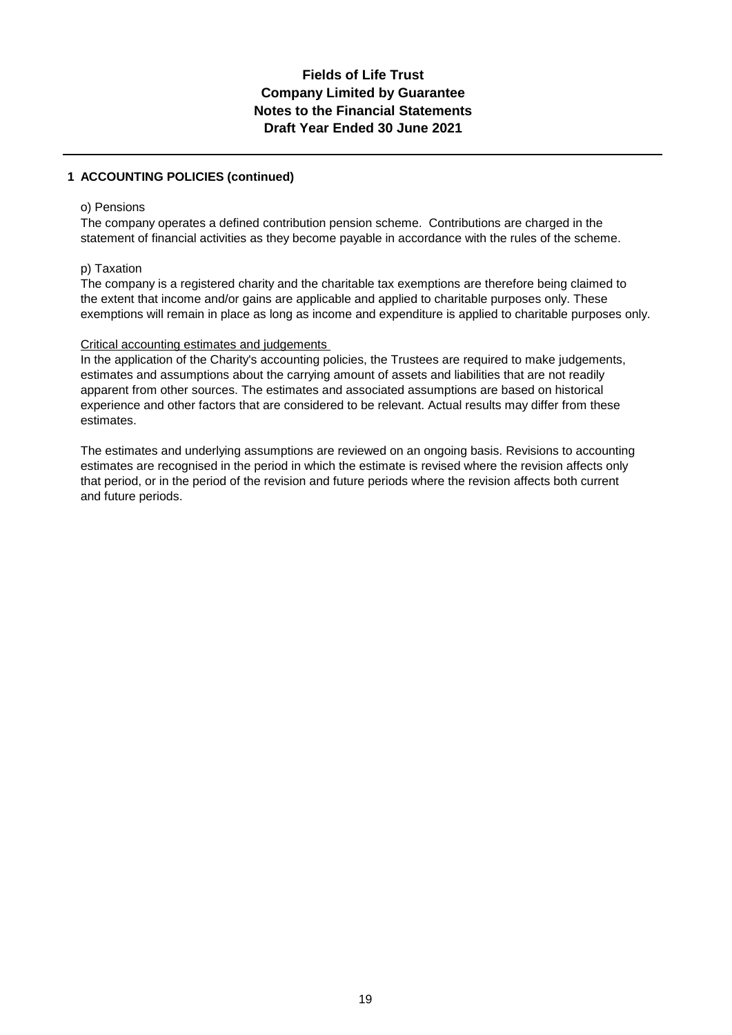# Fields of Life Trust
## Company Limited by Guarantee
## Notes to the Financial Statements
## Draft Year Ended 30 June 2021

**1 ACCOUNTING POLICIES (continued)**

o) Pensions

The company operates a defined contribution pension scheme. Contributions are charged in the statement of financial activities as they become payable in accordance with the rules of the scheme.

p) Taxation

The company is a registered charity and the charitable tax exemptions are therefore being claimed to the extent that income and/or gains are applicable and applied to charitable purposes only. These exemptions will remain in place as long as income and expenditure is applied to charitable purposes only.

Critical accounting estimates and judgements

In the application of the Charity's accounting policies, the Trustees are required to make judgements, estimates and assumptions about the carrying amount of assets and liabilities that are not readily apparent from other sources. The estimates and associated assumptions are based on historical experience and other factors that are considered to be relevant. Actual results may differ from these estimates.

The estimates and underlying assumptions are reviewed on an ongoing basis. Revisions to accounting estimates are recognised in the period in which the estimate is revised where the revision affects only that period, or in the period of the revision and future periods where the revision affects both current and future periods.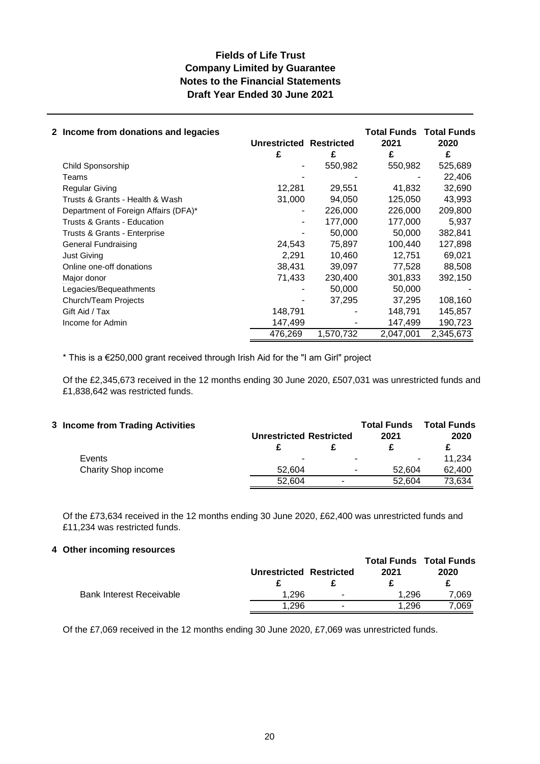# Fields of Life Trust
## Company Limited by Guarantee
## Notes to the Financial Statements
## Draft Year Ended 30 June 2021

### 2 Income from donations and legacies

| | Unrestricted | Restricted | Total Funds 2021 | Total Funds 2020 |
|---|---|---|---|---|
| | £ | £ | £ | £ |
| Child Sponsorship | - | 550,982 | 550,982 | 525,689 |
| Teams | - | - | - | 22,406 |
| Regular Giving | 12,281 | 29,551 | 41,832 | 32,690 |
| Trusts & Grants - Health & Wash | 31,000 | 94,050 | 125,050 | 43,993 |
| Department of Foreign Affairs (DFA)* | - | 226,000 | 226,000 | 209,800 |
| Trusts & Grants - Education | - | 177,000 | 177,000 | 5,937 |
| Trusts & Grants - Enterprise | - | 50,000 | 50,000 | 382,841 |
| General Fundraising | 24,543 | 75,897 | 100,440 | 127,898 |
| Just Giving | 2,291 | 10,460 | 12,751 | 69,021 |
| Online one-off donations | 38,431 | 39,097 | 77,528 | 88,508 |
| Major donor | 71,433 | 230,400 | 301,833 | 392,150 |
| Legacies/Bequeathments | - | 50,000 | 50,000 | - |
| Church/Team Projects | - | 37,295 | 37,295 | 108,160 |
| Gift Aid / Tax | 148,791 | - | 148,791 | 145,857 |
| Income for Admin | 147,499 | - | 147,499 | 190,723 |
| | 476,269 | 1,570,732 | 2,047,001 | 2,345,673 |

* This is a €250,000 grant received through Irish Aid for the "I am Girl" project

Of the £2,345,673 received in the 12 months ending 30 June 2020, £507,031 was unrestricted funds and £1,838,642 was restricted funds.

### 3 Income from Trading Activities

| | Unrestricted | Restricted | Total Funds 2021 | Total Funds 2020 |
|---|---|---|---|---|
| | £ | £ | £ | £ |
| Events | - | - | - | 11,234 |
| Charity Shop income | 52,604 | - | 52,604 | 62,400 |
| | 52,604 | - | 52,604 | 73,634 |

Of the £73,634 received in the 12 months ending 30 June 2020, £62,400 was unrestricted funds and £11,234 was restricted funds.

### 4 Other incoming resources

| | Unrestricted | Restricted | Total Funds 2021 | Total Funds 2020 |
|---|---|---|---|---|
| | £ | £ | £ | £ |
| Bank Interest Receivable | 1,296 | - | 1,296 | 7,069 |
| | 1,296 | - | 1,296 | 7,069 |

Of the £7,069 received in the 12 months ending 30 June 2020, £7,069 was unrestricted funds.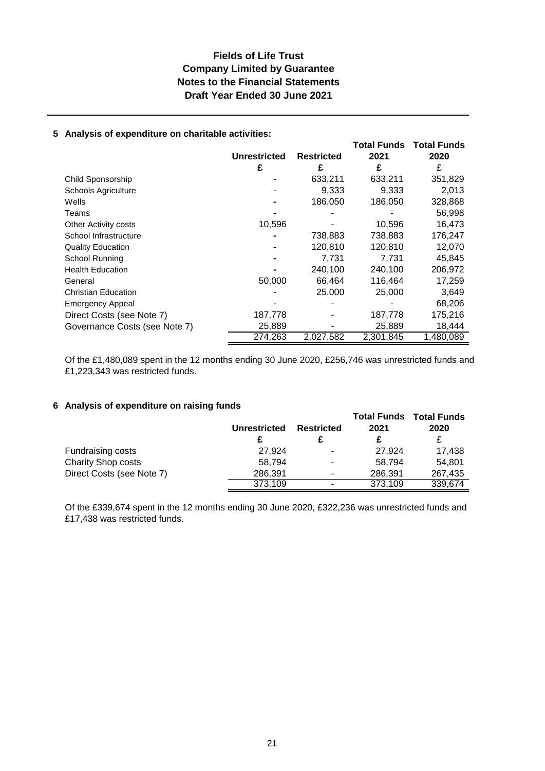# Fields of Life Trust
## Company Limited by Guarantee
## Notes to the Financial Statements
## Draft Year Ended 30 June 2021

### 5 Analysis of expenditure on charitable activities:

| | Unrestricted | Restricted | Total Funds 2021 | Total Funds 2020 |
|---|---|---|---|---|
| | £ | £ | £ | £ |
| Child Sponsorship | - | 633,211 | 633,211 | 351,829 |
| Schools Agriculture | - | 9,333 | 9,333 | 2,013 |
| Wells | - | 186,050 | 186,050 | 328,868 |
| Teams | - | - | - | 56,998 |
| Other Activity costs | 10,596 | - | 10,596 | 16,473 |
| School Infrastructure | - | 738,883 | 738,883 | 176,247 |
| Quality Education | - | 120,810 | 120,810 | 12,070 |
| School Running | - | 7,731 | 7,731 | 45,845 |
| Health Education | - | 240,100 | 240,100 | 206,972 |
| General | 50,000 | 66,464 | 116,464 | 17,259 |
| Christian Education | - | 25,000 | 25,000 | 3,649 |
| Emergency Appeal | - | - | - | 68,206 |
| Direct Costs (see Note 7) | 187,778 | - | 187,778 | 175,216 |
| Governance Costs (see Note 7) | 25,889 | - | 25,889 | 18,444 |
| | 274,263 | 2,027,582 | 2,301,845 | 1,480,089 |

Of the £1,480,089 spent in the 12 months ending 30 June 2020, £256,746 was unrestricted funds and £1,223,343 was restricted funds.

### 6 Analysis of expenditure on raising funds

| | Unrestricted | Restricted | Total Funds 2021 | Total Funds 2020 |
|---|---|---|---|---|
| | £ | £ | £ | £ |
| Fundraising costs | 27,924 | - | 27,924 | 17,438 |
| Charity Shop costs | 58,794 | - | 58,794 | 54,801 |
| Direct Costs (see Note 7) | 286,391 | - | 286,391 | 267,435 |
| | 373,109 | - | 373,109 | 339,674 |

Of the £339,674 spent in the 12 months ending 30 June 2020, £322,236 was unrestricted funds and £17,438 was restricted funds.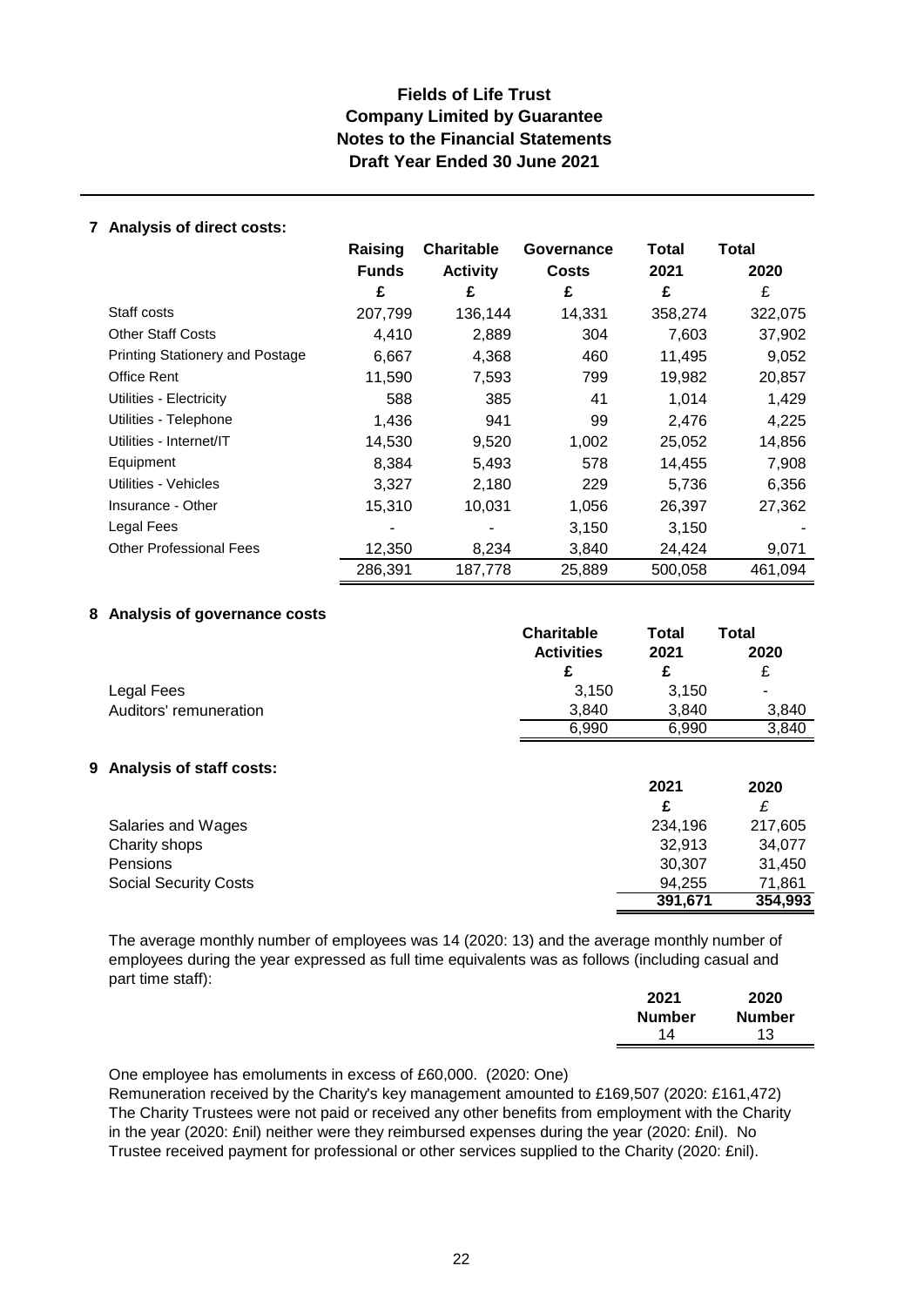# Fields of Life Trust
## Company Limited by Guarantee
## Notes to the Financial Statements
## Draft Year Ended 30 June 2021

### 7 Analysis of direct costs:

| | Raising Funds | Charitable Activity | Governance Costs | Total 2021 | Total 2020 |
|---|---|---|---|---|---|
| | £ | £ | £ | £ | £ |
| Staff costs | 207,799 | 136,144 | 14,331 | 358,274 | 322,075 |
| Other Staff Costs | 4,410 | 2,889 | 304 | 7,603 | 37,902 |
| Printing Stationery and Postage | 6,667 | 4,368 | 460 | 11,495 | 9,052 |
| Office Rent | 11,590 | 7,593 | 799 | 19,982 | 20,857 |
| Utilities - Electricity | 588 | 385 | 41 | 1,014 | 1,429 |
| Utilities - Telephone | 1,436 | 941 | 99 | 2,476 | 4,225 |
| Utilities - Internet/IT | 14,530 | 9,520 | 1,002 | 25,052 | 14,856 |
| Equipment | 8,384 | 5,493 | 578 | 14,455 | 7,908 |
| Utilities - Vehicles | 3,327 | 2,180 | 229 | 5,736 | 6,356 |
| Insurance - Other | 15,310 | 10,031 | 1,056 | 26,397 | 27,362 |
| Legal Fees | - | - | 3,150 | 3,150 | - |
| Other Professional Fees | 12,350 | 8,234 | 3,840 | 24,424 | 9,071 |
| | 286,391 | 187,778 | 25,889 | 500,058 | 461,094 |

### 8 Analysis of governance costs

| | Charitable Activities | Total 2021 | Total 2020 |
|---|---|---|---|
| | £ | £ | £ |
| Legal Fees | 3,150 | 3,150 | - |
| Auditors' remuneration | 3,840 | 3,840 | 3,840 |
| | 6,990 | 6,990 | 3,840 |

### 9 Analysis of staff costs:

| | 2021 | 2020 |
|---|---|---|
| | £ | £ |
| Salaries and Wages | 234,196 | 217,605 |
| Charity shops | 32,913 | 34,077 |
| Pensions | 30,307 | 31,450 |
| Social Security Costs | 94,255 | 71,861 |
| | **391,671** | **354,993** |

The average monthly number of employees was 14 (2020: 13) and the average monthly number of employees during the year expressed as full time equivalents was as follows (including casual and part time staff):

| 2021 Number | 2020 Number |
|---|---|
| 14 | 13 |

One employee has emoluments in excess of £60,000. (2020: One)
Remuneration received by the Charity's key management amounted to £169,507 (2020: £161,472)
The Charity Trustees were not paid or received any other benefits from employment with the Charity in the year (2020: £nil) neither were they reimbursed expenses during the year (2020: £nil). No Trustee received payment for professional or other services supplied to the Charity (2020: £nil).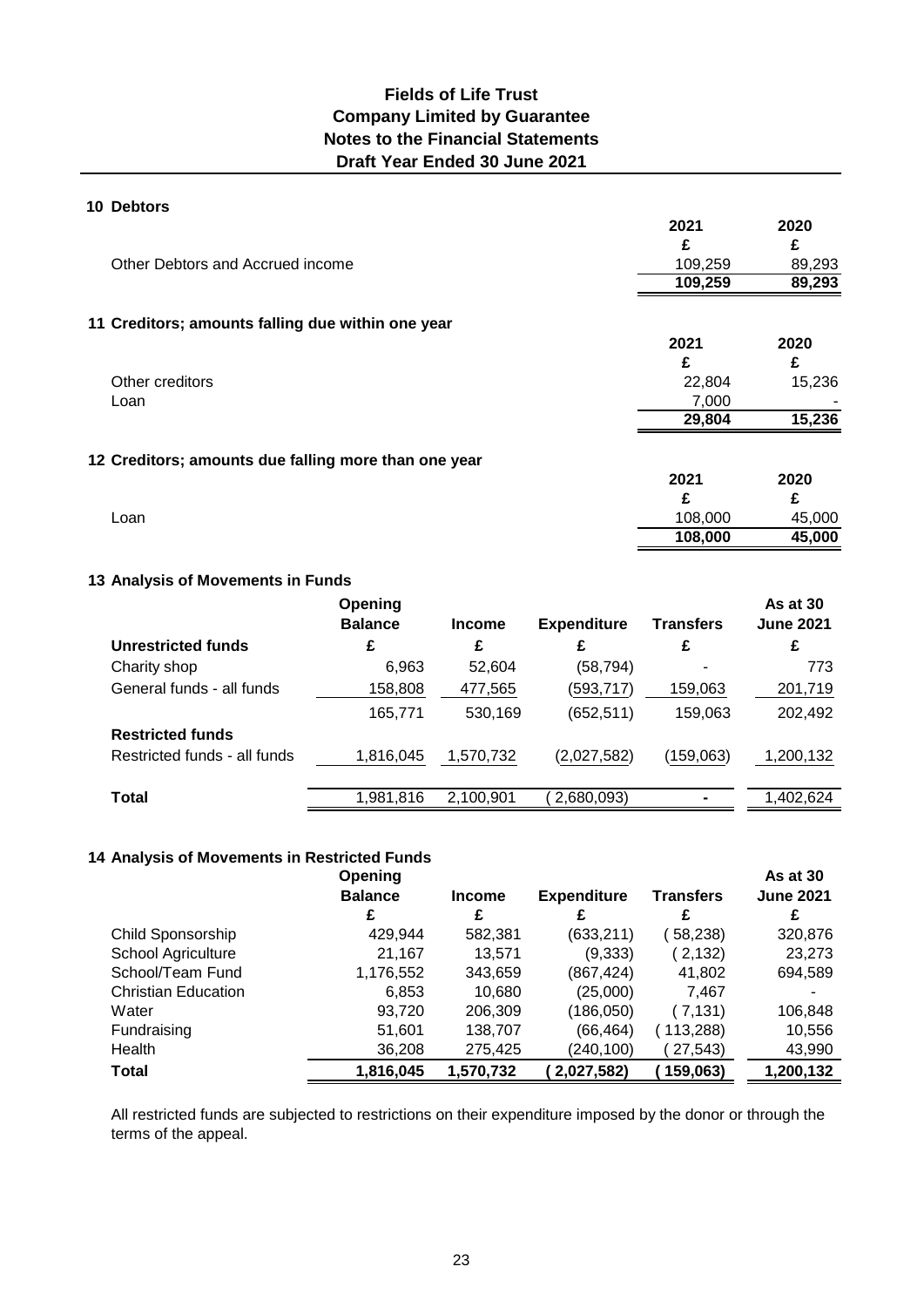# Fields of Life Trust
## Company Limited by Guarantee
## Notes to the Financial Statements
## Draft Year Ended 30 June 2021

### 10 Debtors

| | 2021 | 2020 |
|---|---|---|
| | £ | £ |
| Other Debtors and Accrued income | 109,259 | 89,293 |
| | **109,259** | **89,293** |

### 11 Creditors; amounts falling due within one year

| | 2021 | 2020 |
|---|---|---|
| | £ | £ |
| Other creditors | 22,804 | 15,236 |
| Loan | 7,000 | - |
| | **29,804** | **15,236** |

### 12 Creditors; amounts due falling more than one year

| | 2021 | 2020 |
|---|---|---|
| | £ | £ |
| Loan | 108,000 | 45,000 |
| | **108,000** | **45,000** |

### 13 Analysis of Movements in Funds

| | Opening Balance | Income | Expenditure | Transfers | As at 30 June 2021 |
|---|---|---|---|---|---|
| **Unrestricted funds** | £ | £ | £ | £ | £ |
| Charity shop | 6,963 | 52,604 | (58,794) | - | 773 |
| General funds - all funds | 158,808 | 477,565 | (593,717) | 159,063 | 201,719 |
| | 165,771 | 530,169 | (652,511) | 159,063 | 202,492 |
| **Restricted funds** | | | | | |
| Restricted funds - all funds | 1,816,045 | 1,570,732 | (2,027,582) | (159,063) | 1,200,132 |
| **Total** | 1,981,816 | 2,100,901 | ( 2,680,093) | - | 1,402,624 |

### 14 Analysis of Movements in Restricted Funds

| | Opening Balance | Income | Expenditure | Transfers | As at 30 June 2021 |
|---|---|---|---|---|---|
| | £ | £ | £ | £ | £ |
| Child Sponsorship | 429,944 | 582,381 | (633,211) | ( 58,238) | 320,876 |
| School Agriculture | 21,167 | 13,571 | (9,333) | ( 2,132) | 23,273 |
| School/Team Fund | 1,176,552 | 343,659 | (867,424) | 41,802 | 694,589 |
| Christian Education | 6,853 | 10,680 | (25,000) | 7,467 | - |
| Water | 93,720 | 206,309 | (186,050) | ( 7,131) | 106,848 |
| Fundraising | 51,601 | 138,707 | (66,464) | ( 113,288) | 10,556 |
| Health | 36,208 | 275,425 | (240,100) | ( 27,543) | 43,990 |
| **Total** | **1,816,045** | **1,570,732** | **( 2,027,582)** | **( 159,063)** | **1,200,132** |

All restricted funds are subjected to restrictions on their expenditure imposed by the donor or through the terms of the appeal.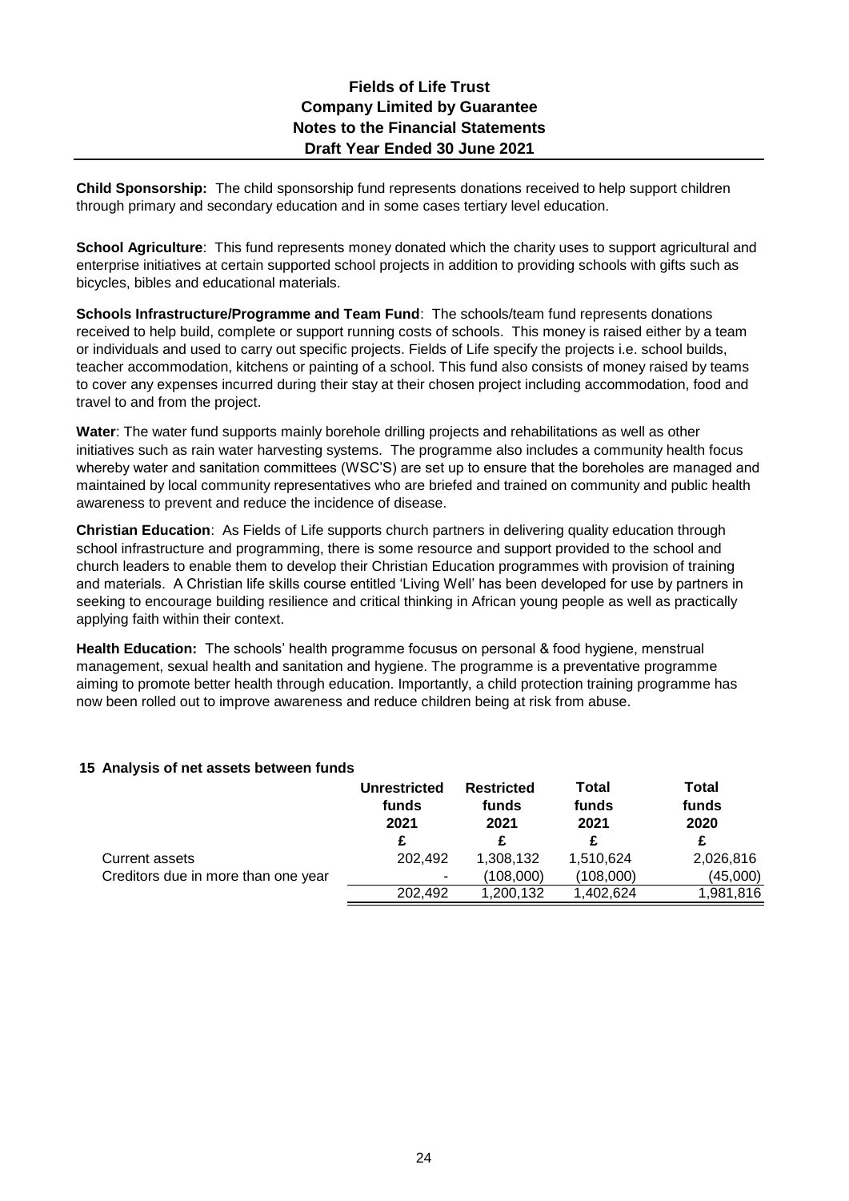**Child Sponsorship:** The child sponsorship fund represents donations received to help support children through primary and secondary education and in some cases tertiary level education.

**School Agriculture**: This fund represents money donated which the charity uses to support agricultural and enterprise initiatives at certain supported school projects in addition to providing schools with gifts such as bicycles, bibles and educational materials.

**Schools Infrastructure/Programme and Team Fund**: The schools/team fund represents donations received to help build, complete or support running costs of schools. This money is raised either by a team or individuals and used to carry out specific projects. Fields of Life specify the projects i.e. school builds, teacher accommodation, kitchens or painting of a school. This fund also consists of money raised by teams to cover any expenses incurred during their stay at their chosen project including accommodation, food and travel to and from the project.

**Water**: The water fund supports mainly borehole drilling projects and rehabilitations as well as other initiatives such as rain water harvesting systems. The programme also includes a community health focus whereby water and sanitation committees (WSC'S) are set up to ensure that the boreholes are managed and maintained by local community representatives who are briefed and trained on community and public health awareness to prevent and reduce the incidence of disease.

**Christian Education**: As Fields of Life supports church partners in delivering quality education through school infrastructure and programming, there is some resource and support provided to the school and church leaders to enable them to develop their Christian Education programmes with provision of training and materials. A Christian life skills course entitled 'Living Well' has been developed for use by partners in seeking to encourage building resilience and critical thinking in African young people as well as practically applying faith within their context.

**Health Education:** The schools' health programme focusus on personal & food hygiene, menstrual management, sexual health and sanitation and hygiene. The programme is a preventative programme aiming to promote better health through education. Importantly, a child protection training programme has now been rolled out to improve awareness and reduce children being at risk from abuse.

## 15 Analysis of net assets between funds

| | Unrestricted funds 2021 | Restricted funds 2021 | Total funds 2021 | Total funds 2020 |
|---|---|---|---|---|
| | £ | £ | £ | £ |
| Current assets | 202,492 | 1,308,132 | 1,510,624 | 2,026,816 |
| Creditors due in more than one year | - | (108,000) | (108,000) | (45,000) |
| | 202,492 | 1,200,132 | 1,402,624 | 1,981,816 |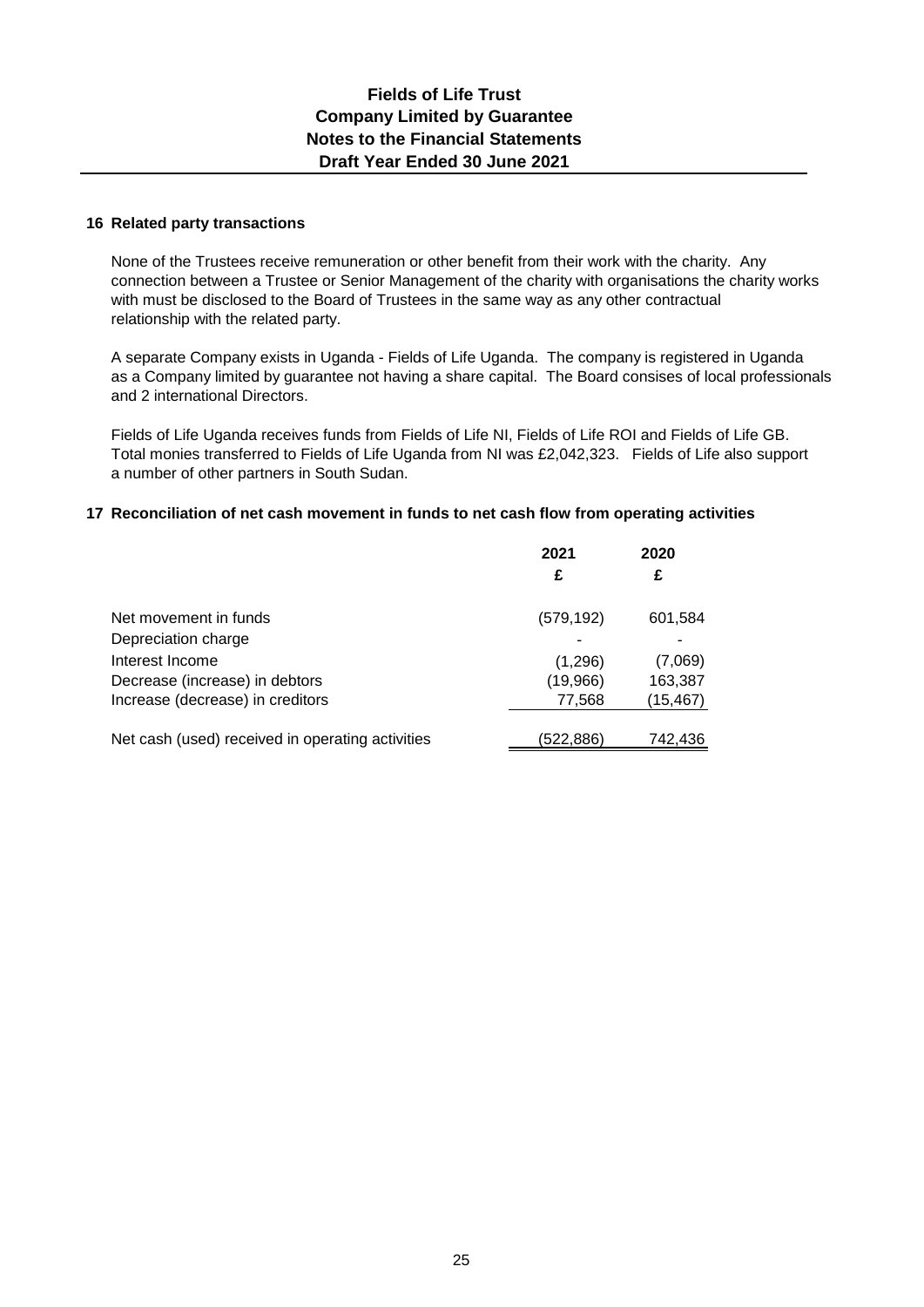## 16 Related party transactions

None of the Trustees receive remuneration or other benefit from their work with the charity. Any connection between a Trustee or Senior Management of the charity with organisations the charity works with must be disclosed to the Board of Trustees in the same way as any other contractual relationship with the related party.

A separate Company exists in Uganda - Fields of Life Uganda. The company is registered in Uganda as a Company limited by guarantee not having a share capital. The Board consises of local professionals and 2 international Directors.

Fields of Life Uganda receives funds from Fields of Life NI, Fields of Life ROI and Fields of Life GB. Total monies transferred to Fields of Life Uganda from NI was £2,042,323. Fields of Life also support a number of other partners in South Sudan.

## 17 Reconciliation of net cash movement in funds to net cash flow from operating activities

| | 2021 £ | 2020 £ |
|---|---|---|
| Net movement in funds | (579,192) | 601,584 |
| Depreciation charge | - | - |
| Interest Income | (1,296) | (7,069) |
| Decrease (increase) in debtors | (19,966) | 163,387 |
| Increase (decrease) in creditors | 77,568 | (15,467) |
| Net cash (used) received in operating activities | (522,886) | 742,436 |